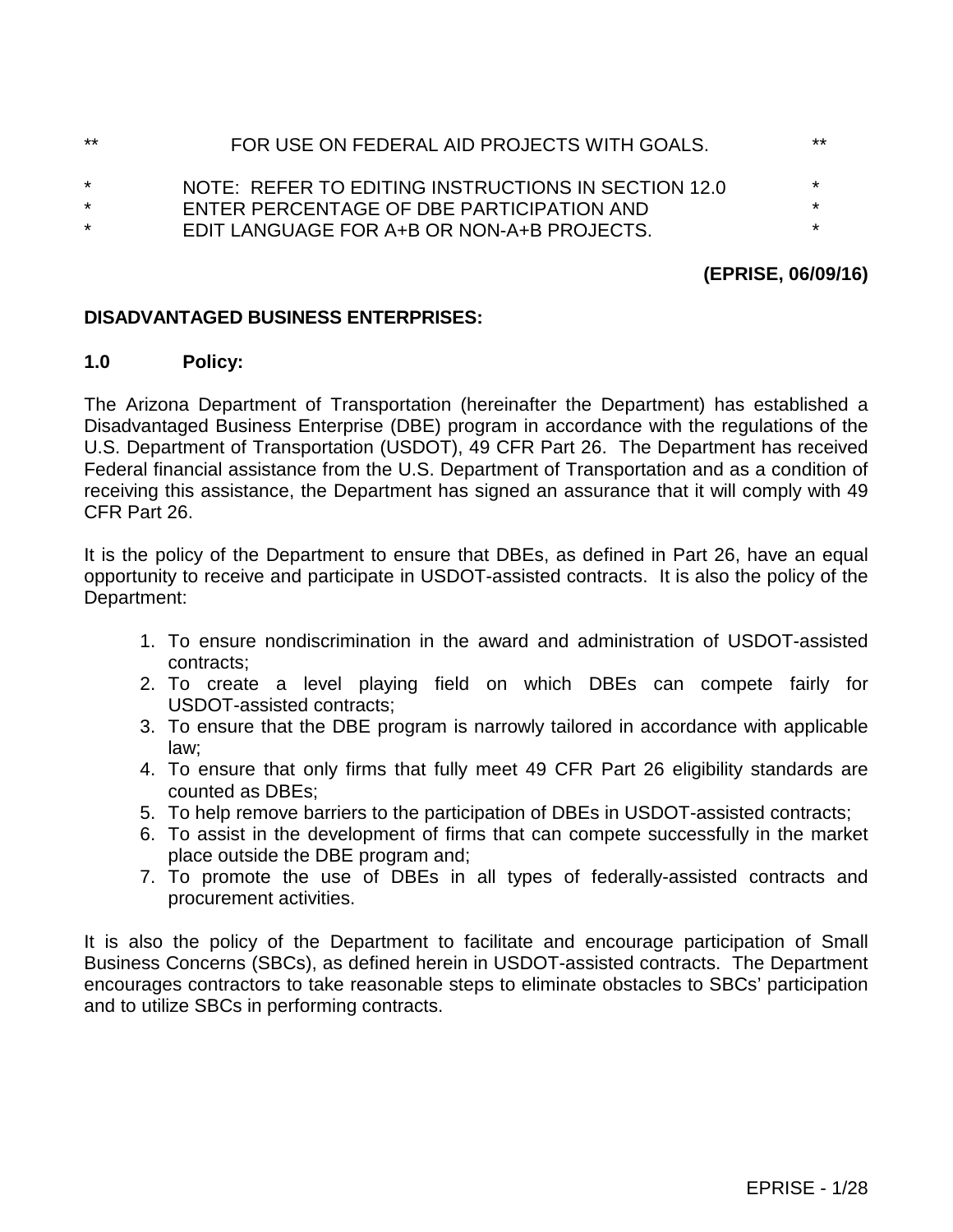** FOR USE ON FEDERAL AID PROJECTS WITH GOALS. **

* NOTE: REFER TO EDITING INSTRUCTIONS IN SECTION 12.0 *
* ENTER PERCENTAGE OF DBE PARTICIPATION AND *
* EDIT LANGUAGE FOR A+B OR NON-A+B PROJECTS. *

**(EPRISE, 06/09/16)**

**DISADVANTAGED BUSINESS ENTERPRISES:**

**1.0 Policy:**

The Arizona Department of Transportation (hereinafter the Department) has established a Disadvantaged Business Enterprise (DBE) program in accordance with the regulations of the U.S. Department of Transportation (USDOT), 49 CFR Part 26. The Department has received Federal financial assistance from the U.S. Department of Transportation and as a condition of receiving this assistance, the Department has signed an assurance that it will comply with 49 CFR Part 26.

It is the policy of the Department to ensure that DBEs, as defined in Part 26, have an equal opportunity to receive and participate in USDOT-assisted contracts. It is also the policy of the Department:

1. To ensure nondiscrimination in the award and administration of USDOT-assisted contracts;
2. To create a level playing field on which DBEs can compete fairly for USDOT-assisted contracts;
3. To ensure that the DBE program is narrowly tailored in accordance with applicable law;
4. To ensure that only firms that fully meet 49 CFR Part 26 eligibility standards are counted as DBEs;
5. To help remove barriers to the participation of DBEs in USDOT-assisted contracts;
6. To assist in the development of firms that can compete successfully in the market place outside the DBE program and;
7. To promote the use of DBEs in all types of federally-assisted contracts and procurement activities.

It is also the policy of the Department to facilitate and encourage participation of Small Business Concerns (SBCs), as defined herein in USDOT-assisted contracts. The Department encourages contractors to take reasonable steps to eliminate obstacles to SBCs' participation and to utilize SBCs in performing contracts.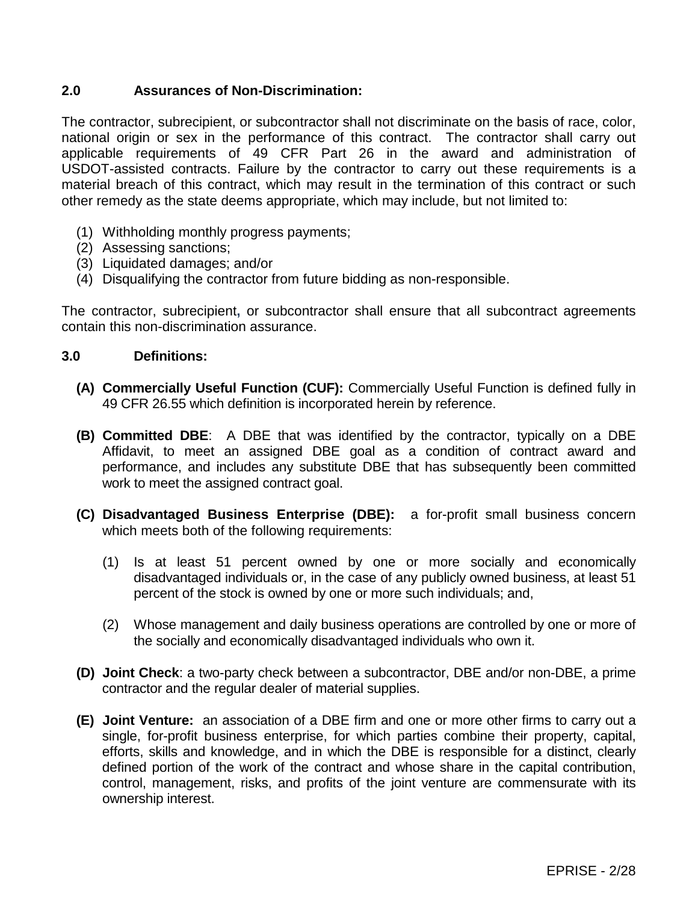## 2.0 Assurances of Non-Discrimination:

The contractor, subrecipient, or subcontractor shall not discriminate on the basis of race, color, national origin or sex in the performance of this contract. The contractor shall carry out applicable requirements of 49 CFR Part 26 in the award and administration of USDOT-assisted contracts. Failure by the contractor to carry out these requirements is a material breach of this contract, which may result in the termination of this contract or such other remedy as the state deems appropriate, which may include, but not limited to:

(1) Withholding monthly progress payments;
(2) Assessing sanctions;
(3) Liquidated damages; and/or
(4) Disqualifying the contractor from future bidding as non-responsible.

The contractor, subrecipient, or subcontractor shall ensure that all subcontract agreements contain this non-discrimination assurance.

## 3.0 Definitions:

**(A) Commercially Useful Function (CUF):** Commercially Useful Function is defined fully in 49 CFR 26.55 which definition is incorporated herein by reference.

**(B) Committed DBE**: A DBE that was identified by the contractor, typically on a DBE Affidavit, to meet an assigned DBE goal as a condition of contract award and performance, and includes any substitute DBE that has subsequently been committed work to meet the assigned contract goal.

**(C) Disadvantaged Business Enterprise (DBE):** a for-profit small business concern which meets both of the following requirements:

(1) Is at least 51 percent owned by one or more socially and economically disadvantaged individuals or, in the case of any publicly owned business, at least 51 percent of the stock is owned by one or more such individuals; and,

(2) Whose management and daily business operations are controlled by one or more of the socially and economically disadvantaged individuals who own it.

**(D) Joint Check**: a two-party check between a subcontractor, DBE and/or non-DBE, a prime contractor and the regular dealer of material supplies.

**(E) Joint Venture:** an association of a DBE firm and one or more other firms to carry out a single, for-profit business enterprise, for which parties combine their property, capital, efforts, skills and knowledge, and in which the DBE is responsible for a distinct, clearly defined portion of the work of the contract and whose share in the capital contribution, control, management, risks, and profits of the joint venture are commensurate with its ownership interest.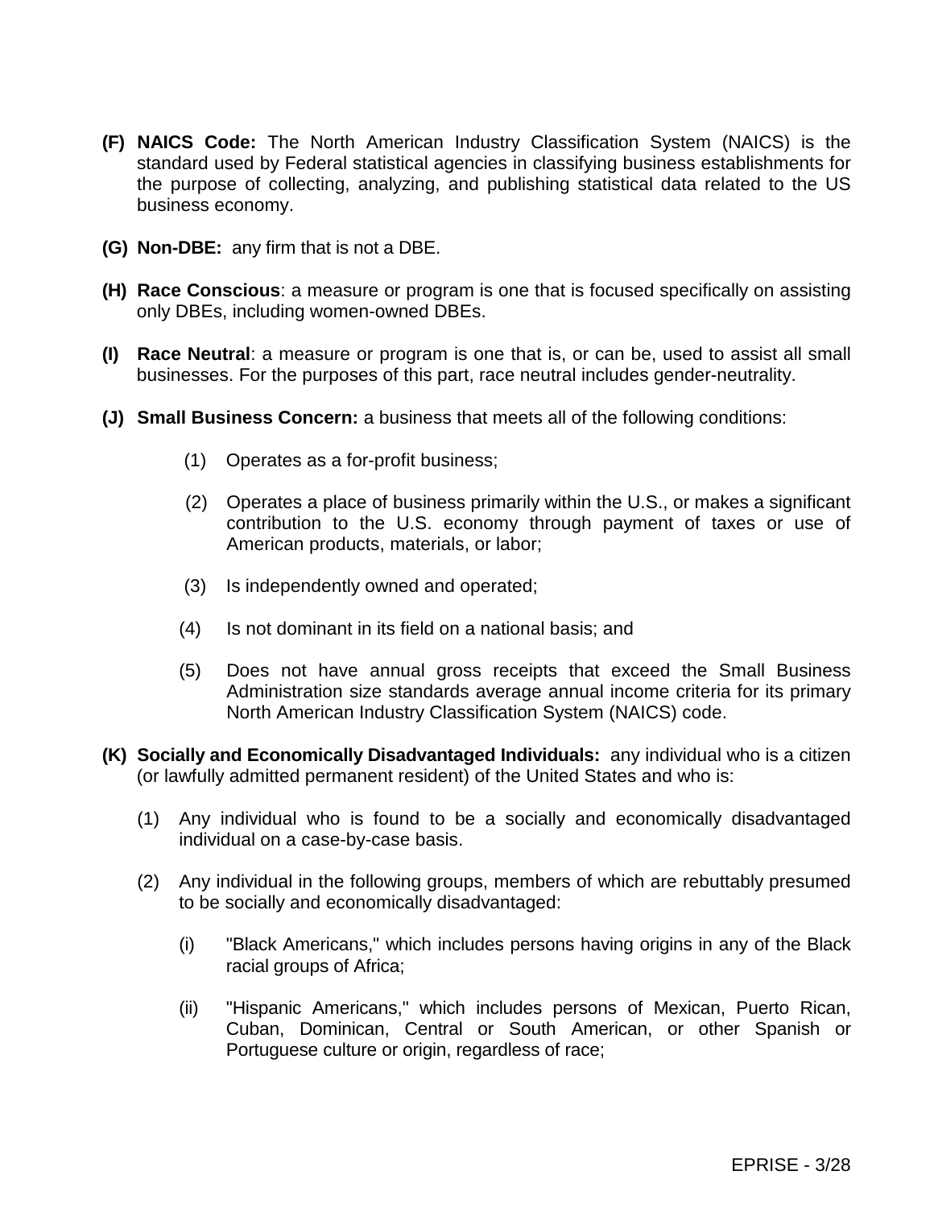**(F) NAICS Code:** The North American Industry Classification System (NAICS) is the standard used by Federal statistical agencies in classifying business establishments for the purpose of collecting, analyzing, and publishing statistical data related to the US business economy.

**(G) Non-DBE:** any firm that is not a DBE.

**(H) Race Conscious**: a measure or program is one that is focused specifically on assisting only DBEs, including women-owned DBEs.

**(I) Race Neutral**: a measure or program is one that is, or can be, used to assist all small businesses. For the purposes of this part, race neutral includes gender-neutrality.

**(J) Small Business Concern:** a business that meets all of the following conditions:

(1) Operates as a for-profit business;

(2) Operates a place of business primarily within the U.S., or makes a significant contribution to the U.S. economy through payment of taxes or use of American products, materials, or labor;

(3) Is independently owned and operated;

(4) Is not dominant in its field on a national basis; and

(5) Does not have annual gross receipts that exceed the Small Business Administration size standards average annual income criteria for its primary North American Industry Classification System (NAICS) code.

**(K) Socially and Economically Disadvantaged Individuals:** any individual who is a citizen (or lawfully admitted permanent resident) of the United States and who is:

(1) Any individual who is found to be a socially and economically disadvantaged individual on a case-by-case basis.

(2) Any individual in the following groups, members of which are rebuttably presumed to be socially and economically disadvantaged:

(i) "Black Americans," which includes persons having origins in any of the Black racial groups of Africa;

(ii) "Hispanic Americans," which includes persons of Mexican, Puerto Rican, Cuban, Dominican, Central or South American, or other Spanish or Portuguese culture or origin, regardless of race;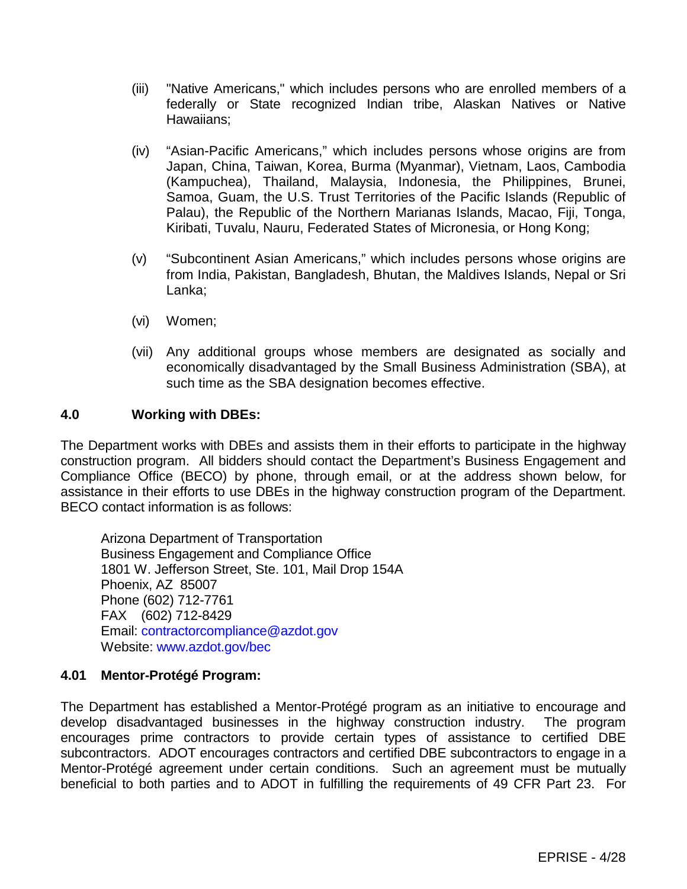(iii) "Native Americans," which includes persons who are enrolled members of a federally or State recognized Indian tribe, Alaskan Natives or Native Hawaiians;

(iv) "Asian-Pacific Americans," which includes persons whose origins are from Japan, China, Taiwan, Korea, Burma (Myanmar), Vietnam, Laos, Cambodia (Kampuchea), Thailand, Malaysia, Indonesia, the Philippines, Brunei, Samoa, Guam, the U.S. Trust Territories of the Pacific Islands (Republic of Palau), the Republic of the Northern Marianas Islands, Macao, Fiji, Tonga, Kiribati, Tuvalu, Nauru, Federated States of Micronesia, or Hong Kong;

(v) "Subcontinent Asian Americans," which includes persons whose origins are from India, Pakistan, Bangladesh, Bhutan, the Maldives Islands, Nepal or Sri Lanka;

(vi) Women;

(vii) Any additional groups whose members are designated as socially and economically disadvantaged by the Small Business Administration (SBA), at such time as the SBA designation becomes effective.

**4.0 Working with DBEs:**

The Department works with DBEs and assists them in their efforts to participate in the highway construction program. All bidders should contact the Department's Business Engagement and Compliance Office (BECO) by phone, through email, or at the address shown below, for assistance in their efforts to use DBEs in the highway construction program of the Department. BECO contact information is as follows:

Arizona Department of Transportation
Business Engagement and Compliance Office
1801 W. Jefferson Street, Ste. 101, Mail Drop 154A
Phoenix, AZ 85007
Phone (602) 712-7761
FAX (602) 712-8429
Email: contractorcompliance@azdot.gov
Website: www.azdot.gov/bec

**4.01 Mentor-Protégé Program:**

The Department has established a Mentor-Protégé program as an initiative to encourage and develop disadvantaged businesses in the highway construction industry. The program encourages prime contractors to provide certain types of assistance to certified DBE subcontractors. ADOT encourages contractors and certified DBE subcontractors to engage in a Mentor-Protégé agreement under certain conditions. Such an agreement must be mutually beneficial to both parties and to ADOT in fulfilling the requirements of 49 CFR Part 23. For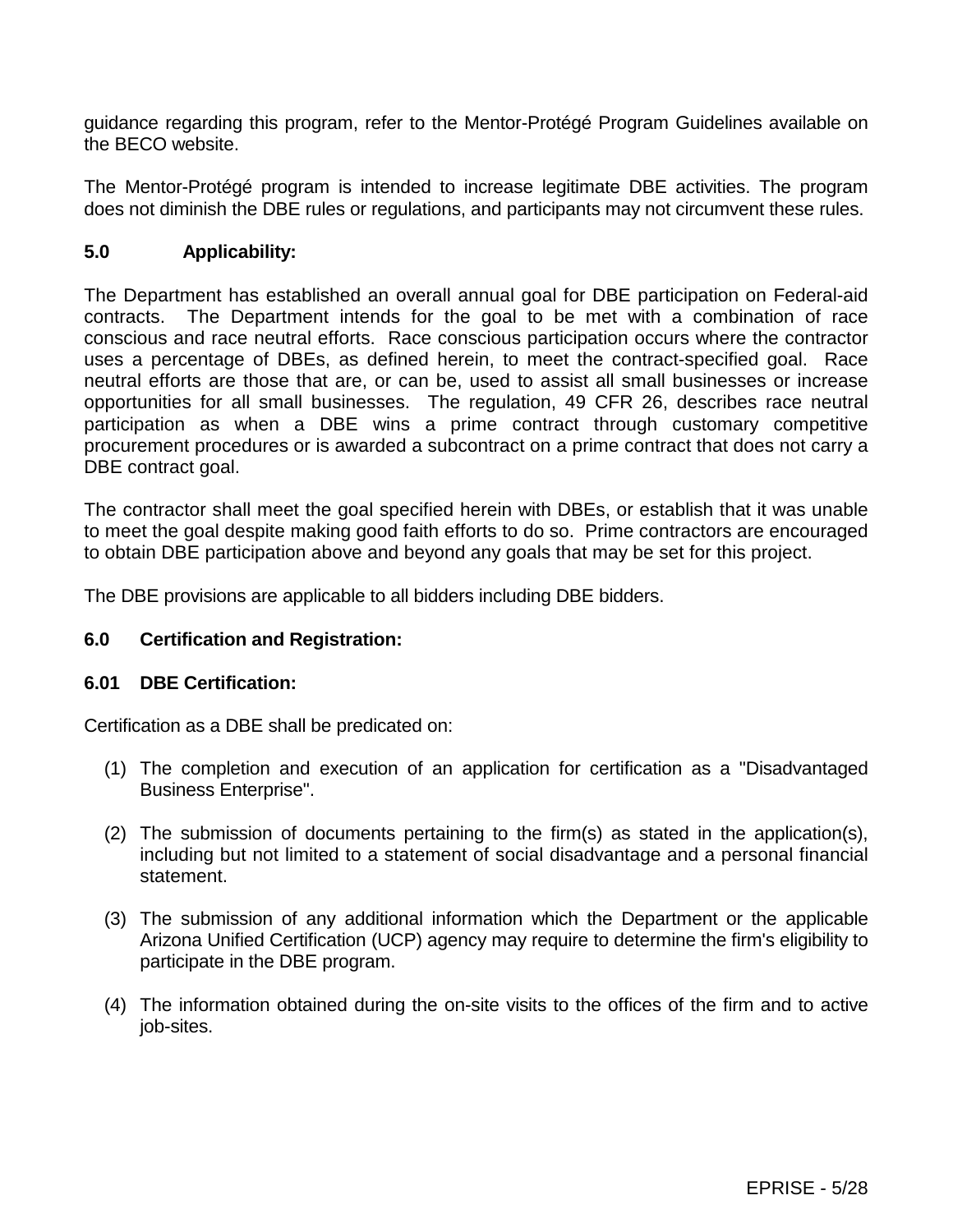guidance regarding this program, refer to the Mentor-Protégé Program Guidelines available on the BECO website.

The Mentor-Protégé program is intended to increase legitimate DBE activities. The program does not diminish the DBE rules or regulations, and participants may not circumvent these rules.

**5.0 Applicability:**

The Department has established an overall annual goal for DBE participation on Federal-aid contracts. The Department intends for the goal to be met with a combination of race conscious and race neutral efforts. Race conscious participation occurs where the contractor uses a percentage of DBEs, as defined herein, to meet the contract-specified goal. Race neutral efforts are those that are, or can be, used to assist all small businesses or increase opportunities for all small businesses. The regulation, 49 CFR 26, describes race neutral participation as when a DBE wins a prime contract through customary competitive procurement procedures or is awarded a subcontract on a prime contract that does not carry a DBE contract goal.

The contractor shall meet the goal specified herein with DBEs, or establish that it was unable to meet the goal despite making good faith efforts to do so. Prime contractors are encouraged to obtain DBE participation above and beyond any goals that may be set for this project.

The DBE provisions are applicable to all bidders including DBE bidders.

**6.0 Certification and Registration:**

**6.01 DBE Certification:**

Certification as a DBE shall be predicated on:

(1) The completion and execution of an application for certification as a "Disadvantaged Business Enterprise".

(2) The submission of documents pertaining to the firm(s) as stated in the application(s), including but not limited to a statement of social disadvantage and a personal financial statement.

(3) The submission of any additional information which the Department or the applicable Arizona Unified Certification (UCP) agency may require to determine the firm's eligibility to participate in the DBE program.

(4) The information obtained during the on-site visits to the offices of the firm and to active job-sites.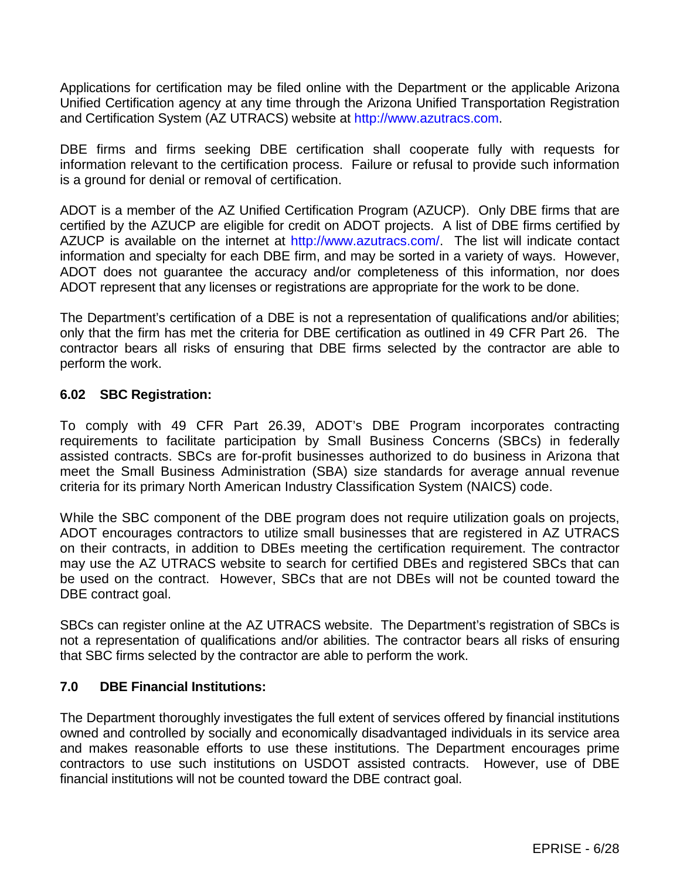Applications for certification may be filed online with the Department or the applicable Arizona Unified Certification agency at any time through the Arizona Unified Transportation Registration and Certification System (AZ UTRACS) website at http://www.azutracs.com.

DBE firms and firms seeking DBE certification shall cooperate fully with requests for information relevant to the certification process. Failure or refusal to provide such information is a ground for denial or removal of certification.

ADOT is a member of the AZ Unified Certification Program (AZUCP). Only DBE firms that are certified by the AZUCP are eligible for credit on ADOT projects. A list of DBE firms certified by AZUCP is available on the internet at http://www.azutracs.com/. The list will indicate contact information and specialty for each DBE firm, and may be sorted in a variety of ways. However, ADOT does not guarantee the accuracy and/or completeness of this information, nor does ADOT represent that any licenses or registrations are appropriate for the work to be done.

The Department's certification of a DBE is not a representation of qualifications and/or abilities; only that the firm has met the criteria for DBE certification as outlined in 49 CFR Part 26. The contractor bears all risks of ensuring that DBE firms selected by the contractor are able to perform the work.

### 6.02 SBC Registration:

To comply with 49 CFR Part 26.39, ADOT's DBE Program incorporates contracting requirements to facilitate participation by Small Business Concerns (SBCs) in federally assisted contracts. SBCs are for-profit businesses authorized to do business in Arizona that meet the Small Business Administration (SBA) size standards for average annual revenue criteria for its primary North American Industry Classification System (NAICS) code.

While the SBC component of the DBE program does not require utilization goals on projects, ADOT encourages contractors to utilize small businesses that are registered in AZ UTRACS on their contracts, in addition to DBEs meeting the certification requirement. The contractor may use the AZ UTRACS website to search for certified DBEs and registered SBCs that can be used on the contract. However, SBCs that are not DBEs will not be counted toward the DBE contract goal.

SBCs can register online at the AZ UTRACS website. The Department's registration of SBCs is not a representation of qualifications and/or abilities. The contractor bears all risks of ensuring that SBC firms selected by the contractor are able to perform the work.

## 7.0 DBE Financial Institutions:

The Department thoroughly investigates the full extent of services offered by financial institutions owned and controlled by socially and economically disadvantaged individuals in its service area and makes reasonable efforts to use these institutions. The Department encourages prime contractors to use such institutions on USDOT assisted contracts. However, use of DBE financial institutions will not be counted toward the DBE contract goal.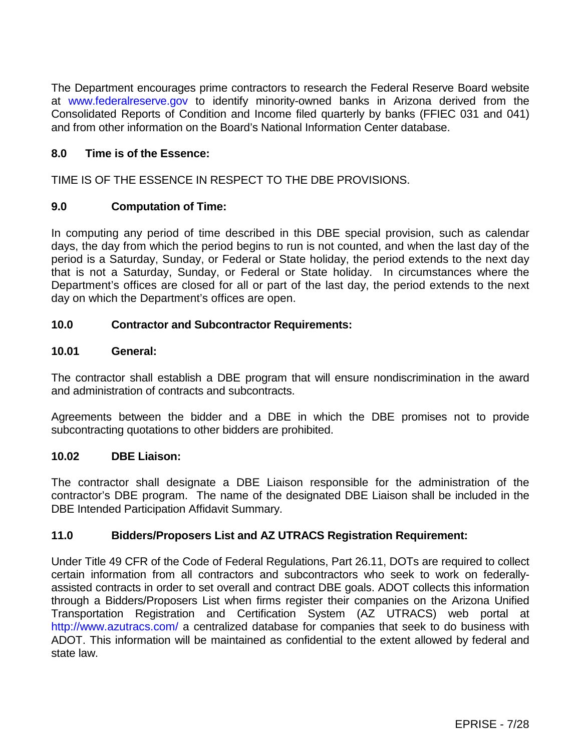The Department encourages prime contractors to research the Federal Reserve Board website at www.federalreserve.gov to identify minority-owned banks in Arizona derived from the Consolidated Reports of Condition and Income filed quarterly by banks (FFIEC 031 and 041) and from other information on the Board's National Information Center database.

### 8.0 Time is of the Essence:

TIME IS OF THE ESSENCE IN RESPECT TO THE DBE PROVISIONS.

### 9.0 Computation of Time:

In computing any period of time described in this DBE special provision, such as calendar days, the day from which the period begins to run is not counted, and when the last day of the period is a Saturday, Sunday, or Federal or State holiday, the period extends to the next day that is not a Saturday, Sunday, or Federal or State holiday. In circumstances where the Department's offices are closed for all or part of the last day, the period extends to the next day on which the Department's offices are open.

### 10.0 Contractor and Subcontractor Requirements:

#### 10.01 General:

The contractor shall establish a DBE program that will ensure nondiscrimination in the award and administration of contracts and subcontracts.

Agreements between the bidder and a DBE in which the DBE promises not to provide subcontracting quotations to other bidders are prohibited.

#### 10.02 DBE Liaison:

The contractor shall designate a DBE Liaison responsible for the administration of the contractor's DBE program. The name of the designated DBE Liaison shall be included in the DBE Intended Participation Affidavit Summary.

### 11.0 Bidders/Proposers List and AZ UTRACS Registration Requirement:

Under Title 49 CFR of the Code of Federal Regulations, Part 26.11, DOTs are required to collect certain information from all contractors and subcontractors who seek to work on federally-assisted contracts in order to set overall and contract DBE goals. ADOT collects this information through a Bidders/Proposers List when firms register their companies on the Arizona Unified Transportation Registration and Certification System (AZ UTRACS) web portal at http://www.azutracs.com/ a centralized database for companies that seek to do business with ADOT. This information will be maintained as confidential to the extent allowed by federal and state law.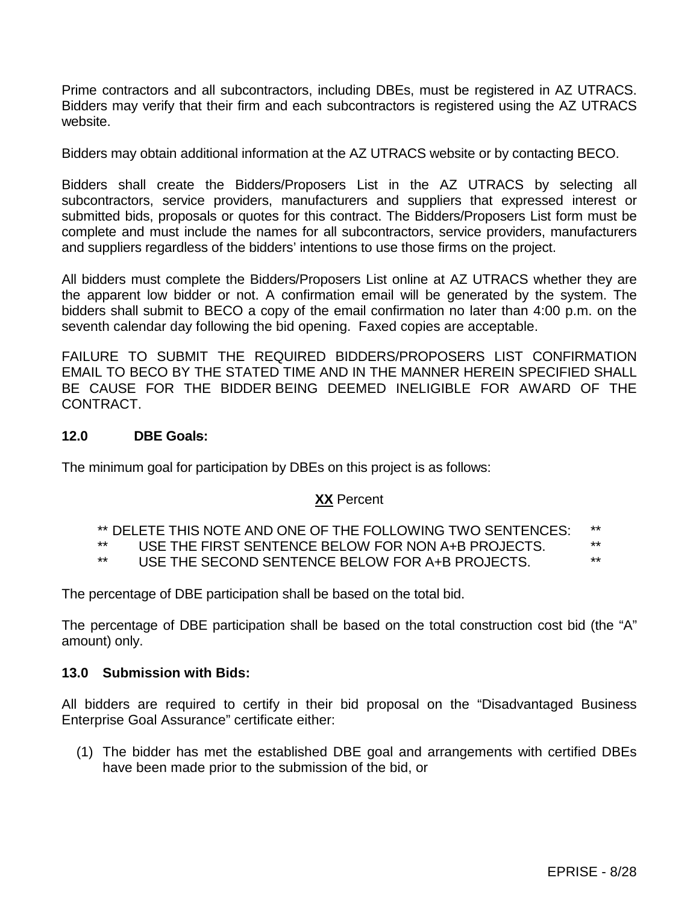Prime contractors and all subcontractors, including DBEs, must be registered in AZ UTRACS. Bidders may verify that their firm and each subcontractors is registered using the AZ UTRACS website.

Bidders may obtain additional information at the AZ UTRACS website or by contacting BECO.

Bidders shall create the Bidders/Proposers List in the AZ UTRACS by selecting all subcontractors, service providers, manufacturers and suppliers that expressed interest or submitted bids, proposals or quotes for this contract. The Bidders/Proposers List form must be complete and must include the names for all subcontractors, service providers, manufacturers and suppliers regardless of the bidders' intentions to use those firms on the project.

All bidders must complete the Bidders/Proposers List online at AZ UTRACS whether they are the apparent low bidder or not. A confirmation email will be generated by the system. The bidders shall submit to BECO a copy of the email confirmation no later than 4:00 p.m. on the seventh calendar day following the bid opening. Faxed copies are acceptable.

FAILURE TO SUBMIT THE REQUIRED BIDDERS/PROPOSERS LIST CONFIRMATION EMAIL TO BECO BY THE STATED TIME AND IN THE MANNER HEREIN SPECIFIED SHALL BE CAUSE FOR THE BIDDER BEING DEEMED INELIGIBLE FOR AWARD OF THE CONTRACT.

### 12.0 DBE Goals:

The minimum goal for participation by DBEs on this project is as follows:

**XX** Percent

** DELETE THIS NOTE AND ONE OF THE FOLLOWING TWO SENTENCES: **
** USE THE FIRST SENTENCE BELOW FOR NON A+B PROJECTS. **
** USE THE SECOND SENTENCE BELOW FOR A+B PROJECTS. **

The percentage of DBE participation shall be based on the total bid.

The percentage of DBE participation shall be based on the total construction cost bid (the "A" amount) only.

### 13.0 Submission with Bids:

All bidders are required to certify in their bid proposal on the "Disadvantaged Business Enterprise Goal Assurance" certificate either:

(1) The bidder has met the established DBE goal and arrangements with certified DBEs have been made prior to the submission of the bid, or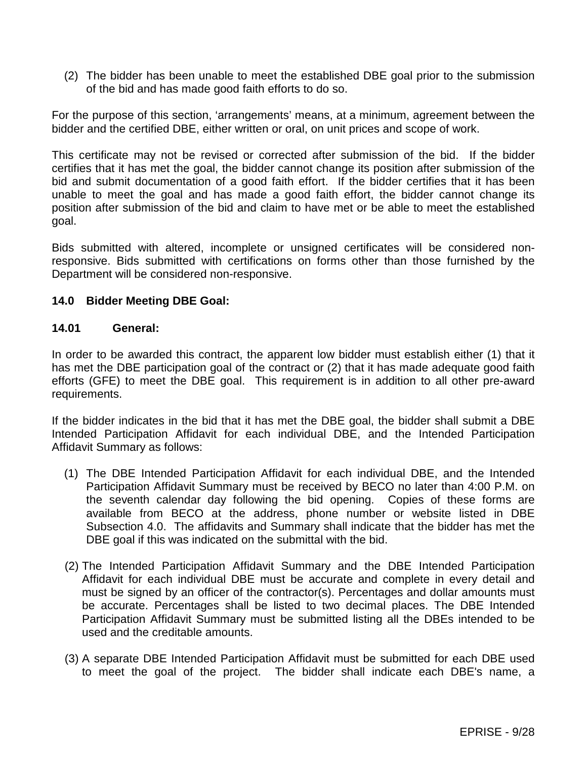(2) The bidder has been unable to meet the established DBE goal prior to the submission of the bid and has made good faith efforts to do so.

For the purpose of this section, ‘arrangements’ means, at a minimum, agreement between the bidder and the certified DBE, either written or oral, on unit prices and scope of work.

This certificate may not be revised or corrected after submission of the bid. If the bidder certifies that it has met the goal, the bidder cannot change its position after submission of the bid and submit documentation of a good faith effort. If the bidder certifies that it has been unable to meet the goal and has made a good faith effort, the bidder cannot change its position after submission of the bid and claim to have met or be able to meet the established goal.

Bids submitted with altered, incomplete or unsigned certificates will be considered non-responsive. Bids submitted with certifications on forms other than those furnished by the Department will be considered non-responsive.

**14.0 Bidder Meeting DBE Goal:**

**14.01 General:**

In order to be awarded this contract, the apparent low bidder must establish either (1) that it has met the DBE participation goal of the contract or (2) that it has made adequate good faith efforts (GFE) to meet the DBE goal. This requirement is in addition to all other pre-award requirements.

If the bidder indicates in the bid that it has met the DBE goal, the bidder shall submit a DBE Intended Participation Affidavit for each individual DBE, and the Intended Participation Affidavit Summary as follows:

(1) The DBE Intended Participation Affidavit for each individual DBE, and the Intended Participation Affidavit Summary must be received by BECO no later than 4:00 P.M. on the seventh calendar day following the bid opening. Copies of these forms are available from BECO at the address, phone number or website listed in DBE Subsection 4.0. The affidavits and Summary shall indicate that the bidder has met the DBE goal if this was indicated on the submittal with the bid.

(2) The Intended Participation Affidavit Summary and the DBE Intended Participation Affidavit for each individual DBE must be accurate and complete in every detail and must be signed by an officer of the contractor(s). Percentages and dollar amounts must be accurate. Percentages shall be listed to two decimal places. The DBE Intended Participation Affidavit Summary must be submitted listing all the DBEs intended to be used and the creditable amounts.

(3) A separate DBE Intended Participation Affidavit must be submitted for each DBE used to meet the goal of the project. The bidder shall indicate each DBE's name, a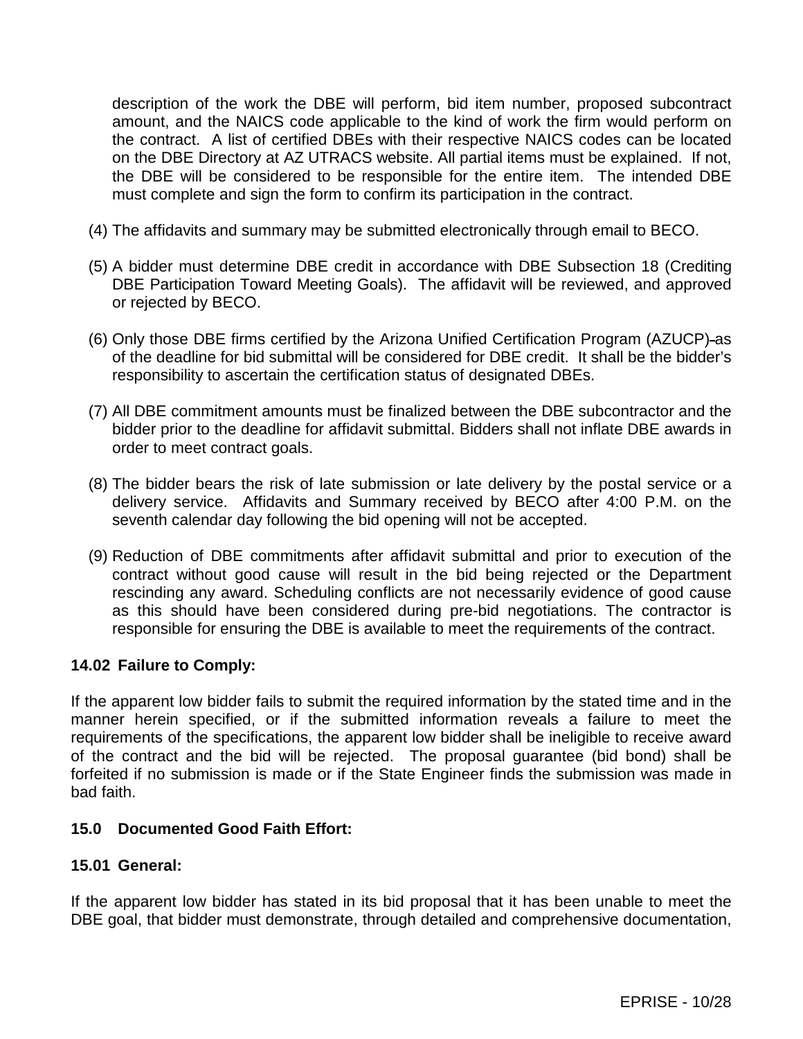description of the work the DBE will perform, bid item number, proposed subcontract amount, and the NAICS code applicable to the kind of work the firm would perform on the contract. A list of certified DBEs with their respective NAICS codes can be located on the DBE Directory at AZ UTRACS website. All partial items must be explained. If not, the DBE will be considered to be responsible for the entire item. The intended DBE must complete and sign the form to confirm its participation in the contract.

(4) The affidavits and summary may be submitted electronically through email to BECO.

(5) A bidder must determine DBE credit in accordance with DBE Subsection 18 (Crediting DBE Participation Toward Meeting Goals). The affidavit will be reviewed, and approved or rejected by BECO.

(6) Only those DBE firms certified by the Arizona Unified Certification Program (AZUCP) as of the deadline for bid submittal will be considered for DBE credit. It shall be the bidder's responsibility to ascertain the certification status of designated DBEs.

(7) All DBE commitment amounts must be finalized between the DBE subcontractor and the bidder prior to the deadline for affidavit submittal. Bidders shall not inflate DBE awards in order to meet contract goals.

(8) The bidder bears the risk of late submission or late delivery by the postal service or a delivery service. Affidavits and Summary received by BECO after 4:00 P.M. on the seventh calendar day following the bid opening will not be accepted.

(9) Reduction of DBE commitments after affidavit submittal and prior to execution of the contract without good cause will result in the bid being rejected or the Department rescinding any award. Scheduling conflicts are not necessarily evidence of good cause as this should have been considered during pre-bid negotiations. The contractor is responsible for ensuring the DBE is available to meet the requirements of the contract.

**14.02 Failure to Comply:**

If the apparent low bidder fails to submit the required information by the stated time and in the manner herein specified, or if the submitted information reveals a failure to meet the requirements of the specifications, the apparent low bidder shall be ineligible to receive award of the contract and the bid will be rejected. The proposal guarantee (bid bond) shall be forfeited if no submission is made or if the State Engineer finds the submission was made in bad faith.

## 15.0 Documented Good Faith Effort:

**15.01 General:**

If the apparent low bidder has stated in its bid proposal that it has been unable to meet the DBE goal, that bidder must demonstrate, through detailed and comprehensive documentation,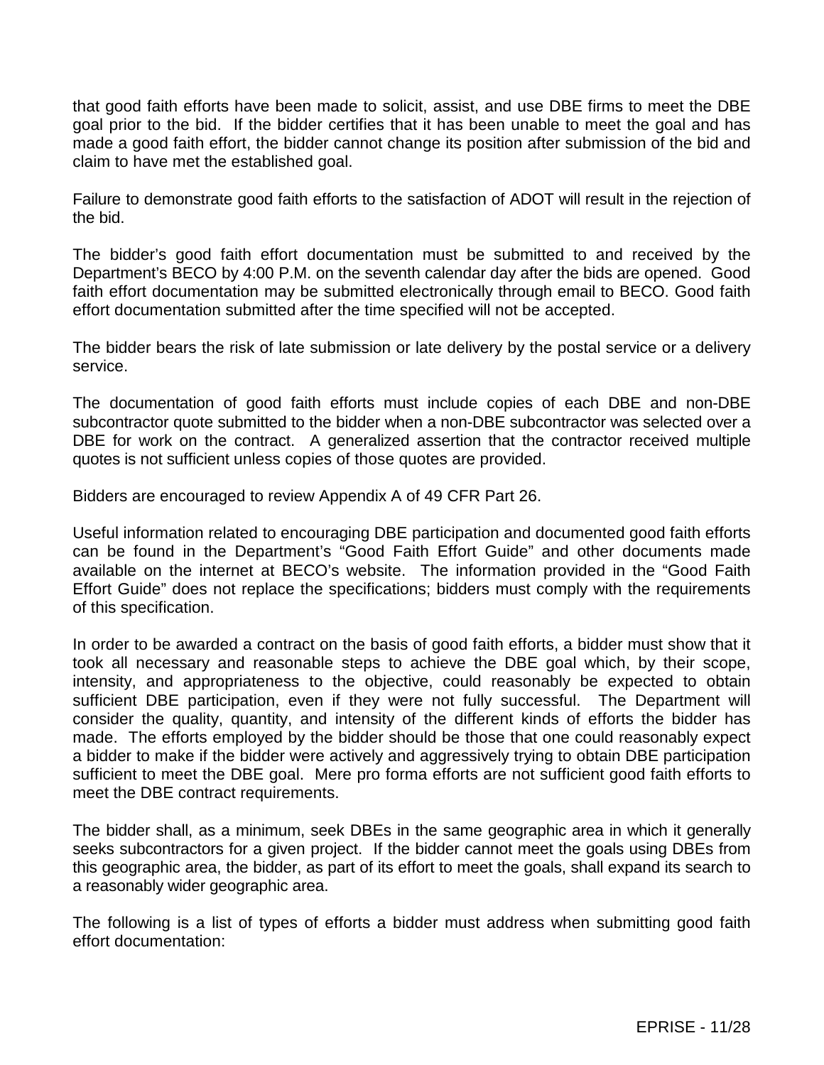that good faith efforts have been made to solicit, assist, and use DBE firms to meet the DBE goal prior to the bid. If the bidder certifies that it has been unable to meet the goal and has made a good faith effort, the bidder cannot change its position after submission of the bid and claim to have met the established goal.

Failure to demonstrate good faith efforts to the satisfaction of ADOT will result in the rejection of the bid.

The bidder's good faith effort documentation must be submitted to and received by the Department's BECO by 4:00 P.M. on the seventh calendar day after the bids are opened. Good faith effort documentation may be submitted electronically through email to BECO. Good faith effort documentation submitted after the time specified will not be accepted.

The bidder bears the risk of late submission or late delivery by the postal service or a delivery service.

The documentation of good faith efforts must include copies of each DBE and non-DBE subcontractor quote submitted to the bidder when a non-DBE subcontractor was selected over a DBE for work on the contract. A generalized assertion that the contractor received multiple quotes is not sufficient unless copies of those quotes are provided.

Bidders are encouraged to review Appendix A of 49 CFR Part 26.

Useful information related to encouraging DBE participation and documented good faith efforts can be found in the Department's "Good Faith Effort Guide" and other documents made available on the internet at BECO's website. The information provided in the "Good Faith Effort Guide" does not replace the specifications; bidders must comply with the requirements of this specification.

In order to be awarded a contract on the basis of good faith efforts, a bidder must show that it took all necessary and reasonable steps to achieve the DBE goal which, by their scope, intensity, and appropriateness to the objective, could reasonably be expected to obtain sufficient DBE participation, even if they were not fully successful. The Department will consider the quality, quantity, and intensity of the different kinds of efforts the bidder has made. The efforts employed by the bidder should be those that one could reasonably expect a bidder to make if the bidder were actively and aggressively trying to obtain DBE participation sufficient to meet the DBE goal. Mere pro forma efforts are not sufficient good faith efforts to meet the DBE contract requirements.

The bidder shall, as a minimum, seek DBEs in the same geographic area in which it generally seeks subcontractors for a given project. If the bidder cannot meet the goals using DBEs from this geographic area, the bidder, as part of its effort to meet the goals, shall expand its search to a reasonably wider geographic area.

The following is a list of types of efforts a bidder must address when submitting good faith effort documentation: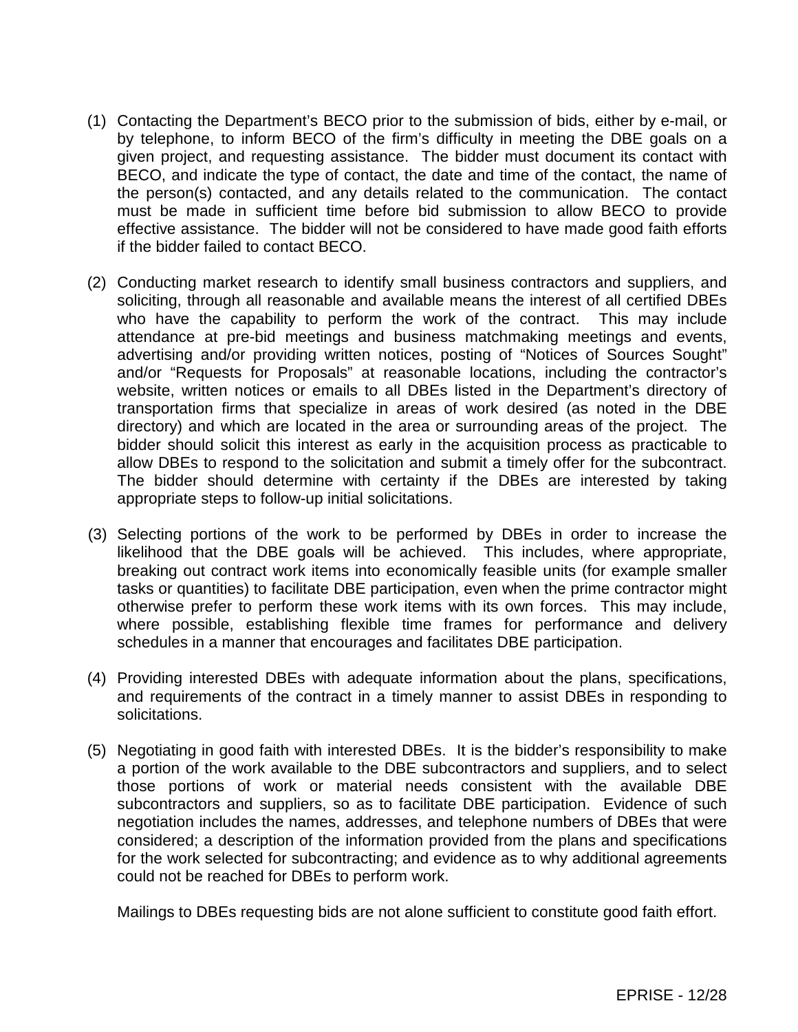(1) Contacting the Department's BECO prior to the submission of bids, either by e-mail, or by telephone, to inform BECO of the firm's difficulty in meeting the DBE goals on a given project, and requesting assistance. The bidder must document its contact with BECO, and indicate the type of contact, the date and time of the contact, the name of the person(s) contacted, and any details related to the communication. The contact must be made in sufficient time before bid submission to allow BECO to provide effective assistance. The bidder will not be considered to have made good faith efforts if the bidder failed to contact BECO.

(2) Conducting market research to identify small business contractors and suppliers, and soliciting, through all reasonable and available means the interest of all certified DBEs who have the capability to perform the work of the contract. This may include attendance at pre-bid meetings and business matchmaking meetings and events, advertising and/or providing written notices, posting of "Notices of Sources Sought" and/or "Requests for Proposals" at reasonable locations, including the contractor's website, written notices or emails to all DBEs listed in the Department's directory of transportation firms that specialize in areas of work desired (as noted in the DBE directory) and which are located in the area or surrounding areas of the project. The bidder should solicit this interest as early in the acquisition process as practicable to allow DBEs to respond to the solicitation and submit a timely offer for the subcontract. The bidder should determine with certainty if the DBEs are interested by taking appropriate steps to follow-up initial solicitations.

(3) Selecting portions of the work to be performed by DBEs in order to increase the likelihood that the DBE goals will be achieved. This includes, where appropriate, breaking out contract work items into economically feasible units (for example smaller tasks or quantities) to facilitate DBE participation, even when the prime contractor might otherwise prefer to perform these work items with its own forces. This may include, where possible, establishing flexible time frames for performance and delivery schedules in a manner that encourages and facilitates DBE participation.

(4) Providing interested DBEs with adequate information about the plans, specifications, and requirements of the contract in a timely manner to assist DBEs in responding to solicitations.

(5) Negotiating in good faith with interested DBEs. It is the bidder's responsibility to make a portion of the work available to the DBE subcontractors and suppliers, and to select those portions of work or material needs consistent with the available DBE subcontractors and suppliers, so as to facilitate DBE participation. Evidence of such negotiation includes the names, addresses, and telephone numbers of DBEs that were considered; a description of the information provided from the plans and specifications for the work selected for subcontracting; and evidence as to why additional agreements could not be reached for DBEs to perform work.

    Mailings to DBEs requesting bids are not alone sufficient to constitute good faith effort.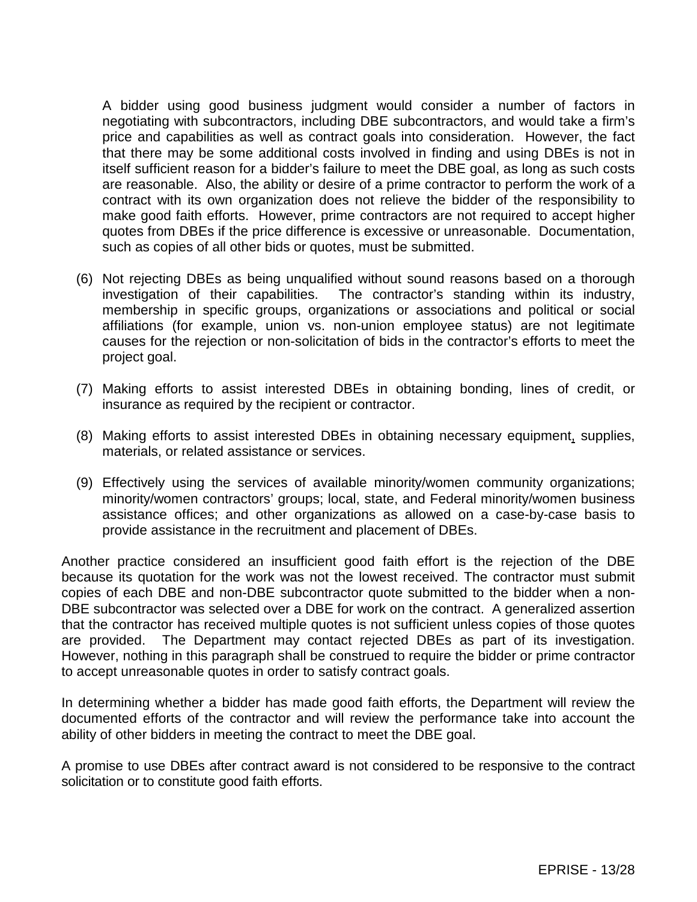A bidder using good business judgment would consider a number of factors in negotiating with subcontractors, including DBE subcontractors, and would take a firm's price and capabilities as well as contract goals into consideration. However, the fact that there may be some additional costs involved in finding and using DBEs is not in itself sufficient reason for a bidder's failure to meet the DBE goal, as long as such costs are reasonable. Also, the ability or desire of a prime contractor to perform the work of a contract with its own organization does not relieve the bidder of the responsibility to make good faith efforts. However, prime contractors are not required to accept higher quotes from DBEs if the price difference is excessive or unreasonable. Documentation, such as copies of all other bids or quotes, must be submitted.

(6) Not rejecting DBEs as being unqualified without sound reasons based on a thorough investigation of their capabilities. The contractor's standing within its industry, membership in specific groups, organizations or associations and political or social affiliations (for example, union vs. non-union employee status) are not legitimate causes for the rejection or non-solicitation of bids in the contractor's efforts to meet the project goal.

(7) Making efforts to assist interested DBEs in obtaining bonding, lines of credit, or insurance as required by the recipient or contractor.

(8) Making efforts to assist interested DBEs in obtaining necessary equipment, supplies, materials, or related assistance or services.

(9) Effectively using the services of available minority/women community organizations; minority/women contractors' groups; local, state, and Federal minority/women business assistance offices; and other organizations as allowed on a case-by-case basis to provide assistance in the recruitment and placement of DBEs.

Another practice considered an insufficient good faith effort is the rejection of the DBE because its quotation for the work was not the lowest received. The contractor must submit copies of each DBE and non-DBE subcontractor quote submitted to the bidder when a non-DBE subcontractor was selected over a DBE for work on the contract. A generalized assertion that the contractor has received multiple quotes is not sufficient unless copies of those quotes are provided. The Department may contact rejected DBEs as part of its investigation. However, nothing in this paragraph shall be construed to require the bidder or prime contractor to accept unreasonable quotes in order to satisfy contract goals.

In determining whether a bidder has made good faith efforts, the Department will review the documented efforts of the contractor and will review the performance take into account the ability of other bidders in meeting the contract to meet the DBE goal.

A promise to use DBEs after contract award is not considered to be responsive to the contract solicitation or to constitute good faith efforts.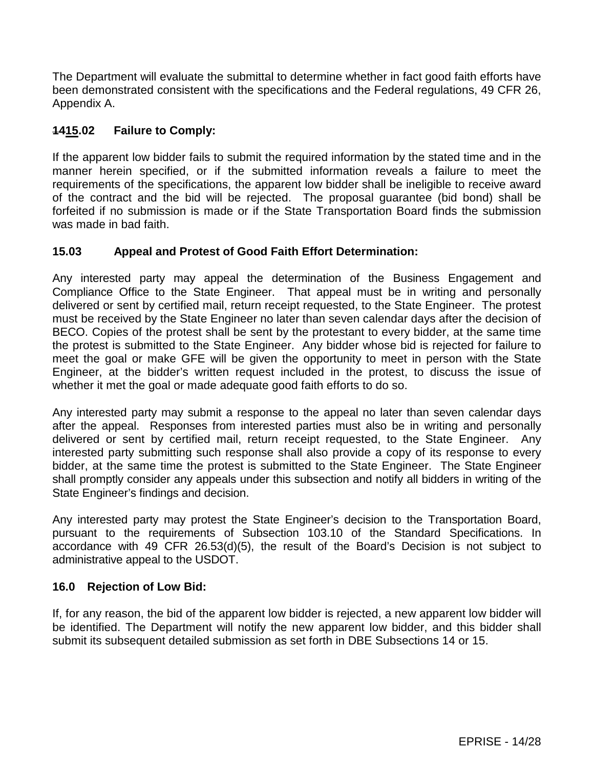The Department will evaluate the submittal to determine whether in fact good faith efforts have been demonstrated consistent with the specifications and the Federal regulations, 49 CFR 26, Appendix A.

### ~~14~~15.02 Failure to Comply:

If the apparent low bidder fails to submit the required information by the stated time and in the manner herein specified, or if the submitted information reveals a failure to meet the requirements of the specifications, the apparent low bidder shall be ineligible to receive award of the contract and the bid will be rejected. The proposal guarantee (bid bond) shall be forfeited if no submission is made or if the State Transportation Board finds the submission was made in bad faith.

### 15.03 Appeal and Protest of Good Faith Effort Determination:

Any interested party may appeal the determination of the Business Engagement and Compliance Office to the State Engineer. That appeal must be in writing and personally delivered or sent by certified mail, return receipt requested, to the State Engineer. The protest must be received by the State Engineer no later than seven calendar days after the decision of BECO. Copies of the protest shall be sent by the protestant to every bidder, at the same time the protest is submitted to the State Engineer. Any bidder whose bid is rejected for failure to meet the goal or make GFE will be given the opportunity to meet in person with the State Engineer, at the bidder's written request included in the protest, to discuss the issue of whether it met the goal or made adequate good faith efforts to do so.

Any interested party may submit a response to the appeal no later than seven calendar days after the appeal. Responses from interested parties must also be in writing and personally delivered or sent by certified mail, return receipt requested, to the State Engineer. Any interested party submitting such response shall also provide a copy of its response to every bidder, at the same time the protest is submitted to the State Engineer. The State Engineer shall promptly consider any appeals under this subsection and notify all bidders in writing of the State Engineer's findings and decision.

Any interested party may protest the State Engineer's decision to the Transportation Board, pursuant to the requirements of Subsection 103.10 of the Standard Specifications. In accordance with 49 CFR 26.53(d)(5), the result of the Board's Decision is not subject to administrative appeal to the USDOT.

### 16.0 Rejection of Low Bid:

If, for any reason, the bid of the apparent low bidder is rejected, a new apparent low bidder will be identified. The Department will notify the new apparent low bidder, and this bidder shall submit its subsequent detailed submission as set forth in DBE Subsections 14 or 15.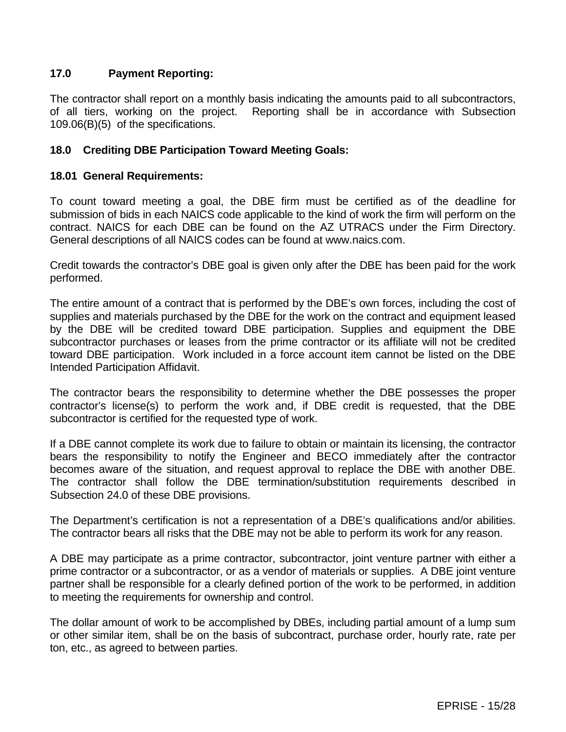## 17.0 Payment Reporting:

The contractor shall report on a monthly basis indicating the amounts paid to all subcontractors, of all tiers, working on the project. Reporting shall be in accordance with Subsection 109.06(B)(5) of the specifications.

## 18.0 Crediting DBE Participation Toward Meeting Goals:

### 18.01 General Requirements:

To count toward meeting a goal, the DBE firm must be certified as of the deadline for submission of bids in each NAICS code applicable to the kind of work the firm will perform on the contract. NAICS for each DBE can be found on the AZ UTRACS under the Firm Directory. General descriptions of all NAICS codes can be found at www.naics.com.

Credit towards the contractor's DBE goal is given only after the DBE has been paid for the work performed.

The entire amount of a contract that is performed by the DBE's own forces, including the cost of supplies and materials purchased by the DBE for the work on the contract and equipment leased by the DBE will be credited toward DBE participation. Supplies and equipment the DBE subcontractor purchases or leases from the prime contractor or its affiliate will not be credited toward DBE participation. Work included in a force account item cannot be listed on the DBE Intended Participation Affidavit.

The contractor bears the responsibility to determine whether the DBE possesses the proper contractor's license(s) to perform the work and, if DBE credit is requested, that the DBE subcontractor is certified for the requested type of work.

If a DBE cannot complete its work due to failure to obtain or maintain its licensing, the contractor bears the responsibility to notify the Engineer and BECO immediately after the contractor becomes aware of the situation, and request approval to replace the DBE with another DBE. The contractor shall follow the DBE termination/substitution requirements described in Subsection 24.0 of these DBE provisions.

The Department's certification is not a representation of a DBE's qualifications and/or abilities. The contractor bears all risks that the DBE may not be able to perform its work for any reason.

A DBE may participate as a prime contractor, subcontractor, joint venture partner with either a prime contractor or a subcontractor, or as a vendor of materials or supplies. A DBE joint venture partner shall be responsible for a clearly defined portion of the work to be performed, in addition to meeting the requirements for ownership and control.

The dollar amount of work to be accomplished by DBEs, including partial amount of a lump sum or other similar item, shall be on the basis of subcontract, purchase order, hourly rate, rate per ton, etc., as agreed to between parties.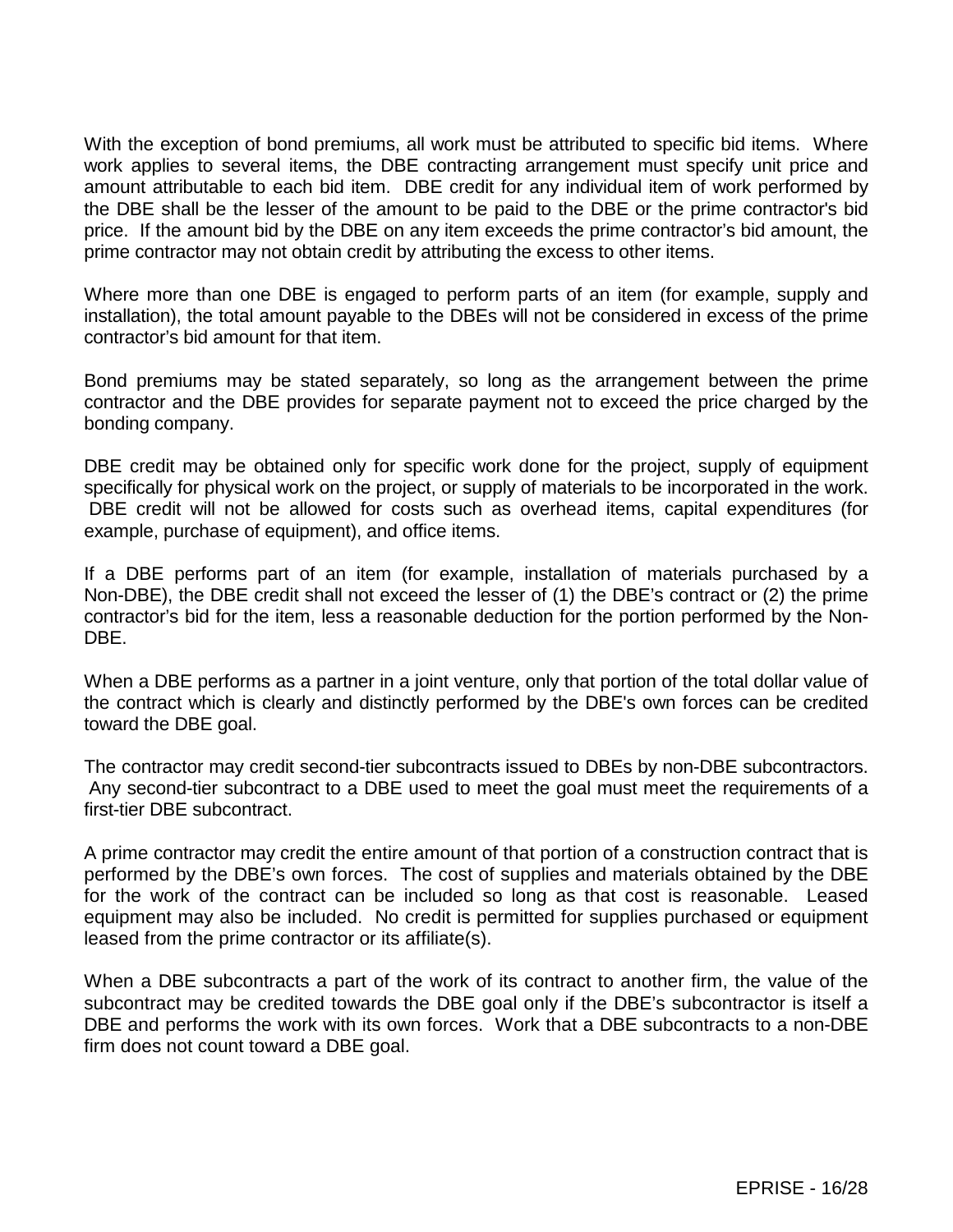With the exception of bond premiums, all work must be attributed to specific bid items. Where work applies to several items, the DBE contracting arrangement must specify unit price and amount attributable to each bid item. DBE credit for any individual item of work performed by the DBE shall be the lesser of the amount to be paid to the DBE or the prime contractor's bid price. If the amount bid by the DBE on any item exceeds the prime contractor's bid amount, the prime contractor may not obtain credit by attributing the excess to other items.

Where more than one DBE is engaged to perform parts of an item (for example, supply and installation), the total amount payable to the DBEs will not be considered in excess of the prime contractor's bid amount for that item.

Bond premiums may be stated separately, so long as the arrangement between the prime contractor and the DBE provides for separate payment not to exceed the price charged by the bonding company.

DBE credit may be obtained only for specific work done for the project, supply of equipment specifically for physical work on the project, or supply of materials to be incorporated in the work. DBE credit will not be allowed for costs such as overhead items, capital expenditures (for example, purchase of equipment), and office items.

If a DBE performs part of an item (for example, installation of materials purchased by a Non-DBE), the DBE credit shall not exceed the lesser of (1) the DBE's contract or (2) the prime contractor's bid for the item, less a reasonable deduction for the portion performed by the Non-DBE.

When a DBE performs as a partner in a joint venture, only that portion of the total dollar value of the contract which is clearly and distinctly performed by the DBE's own forces can be credited toward the DBE goal.

The contractor may credit second-tier subcontracts issued to DBEs by non-DBE subcontractors. Any second-tier subcontract to a DBE used to meet the goal must meet the requirements of a first-tier DBE subcontract.

A prime contractor may credit the entire amount of that portion of a construction contract that is performed by the DBE's own forces. The cost of supplies and materials obtained by the DBE for the work of the contract can be included so long as that cost is reasonable. Leased equipment may also be included. No credit is permitted for supplies purchased or equipment leased from the prime contractor or its affiliate(s).

When a DBE subcontracts a part of the work of its contract to another firm, the value of the subcontract may be credited towards the DBE goal only if the DBE's subcontractor is itself a DBE and performs the work with its own forces. Work that a DBE subcontracts to a non-DBE firm does not count toward a DBE goal.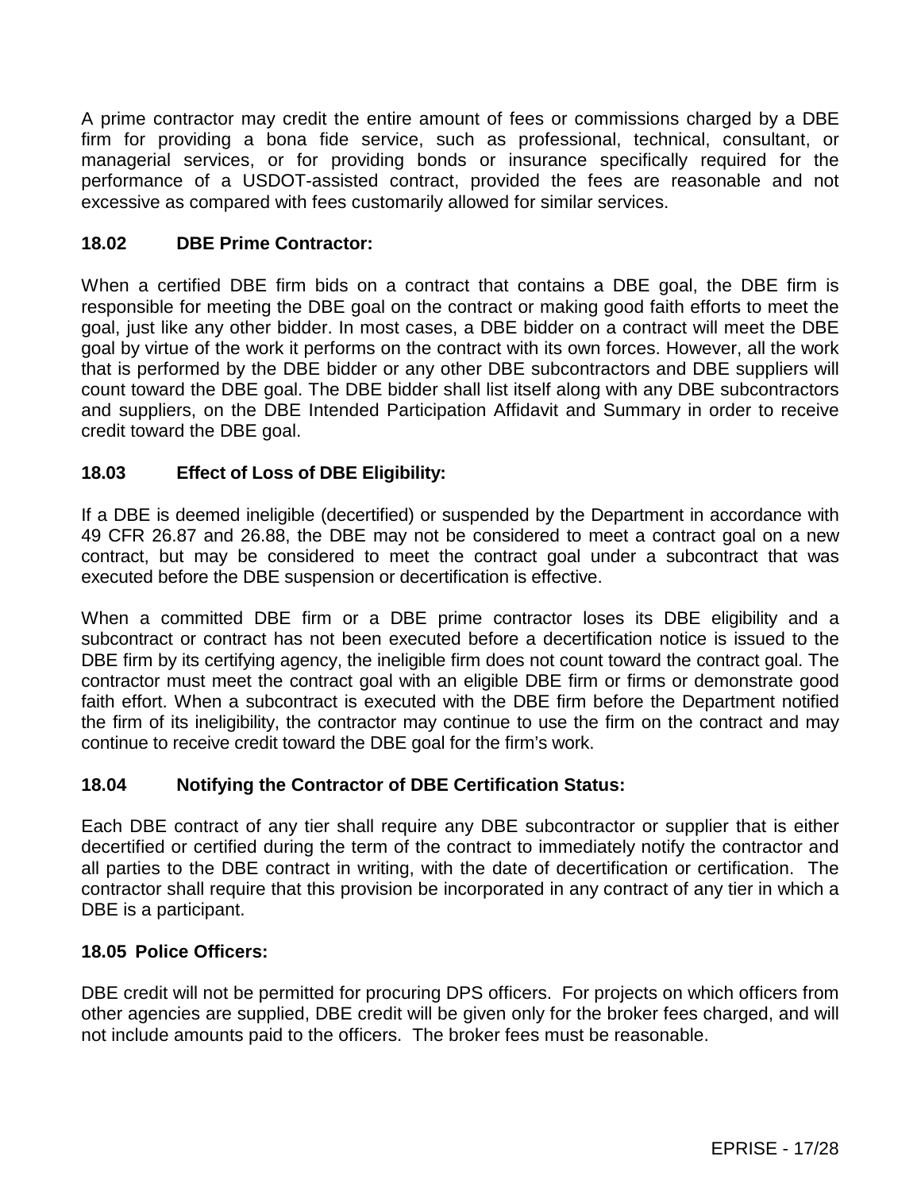A prime contractor may credit the entire amount of fees or commissions charged by a DBE firm for providing a bona fide service, such as professional, technical, consultant, or managerial services, or for providing bonds or insurance specifically required for the performance of a USDOT-assisted contract, provided the fees are reasonable and not excessive as compared with fees customarily allowed for similar services.

### 18.02 DBE Prime Contractor:

When a certified DBE firm bids on a contract that contains a DBE goal, the DBE firm is responsible for meeting the DBE goal on the contract or making good faith efforts to meet the goal, just like any other bidder. In most cases, a DBE bidder on a contract will meet the DBE goal by virtue of the work it performs on the contract with its own forces. However, all the work that is performed by the DBE bidder or any other DBE subcontractors and DBE suppliers will count toward the DBE goal. The DBE bidder shall list itself along with any DBE subcontractors and suppliers, on the DBE Intended Participation Affidavit and Summary in order to receive credit toward the DBE goal.

### 18.03 Effect of Loss of DBE Eligibility:

If a DBE is deemed ineligible (decertified) or suspended by the Department in accordance with 49 CFR 26.87 and 26.88, the DBE may not be considered to meet a contract goal on a new contract, but may be considered to meet the contract goal under a subcontract that was executed before the DBE suspension or decertification is effective.

When a committed DBE firm or a DBE prime contractor loses its DBE eligibility and a subcontract or contract has not been executed before a decertification notice is issued to the DBE firm by its certifying agency, the ineligible firm does not count toward the contract goal. The contractor must meet the contract goal with an eligible DBE firm or firms or demonstrate good faith effort. When a subcontract is executed with the DBE firm before the Department notified the firm of its ineligibility, the contractor may continue to use the firm on the contract and may continue to receive credit toward the DBE goal for the firm's work.

### 18.04 Notifying the Contractor of DBE Certification Status:

Each DBE contract of any tier shall require any DBE subcontractor or supplier that is either decertified or certified during the term of the contract to immediately notify the contractor and all parties to the DBE contract in writing, with the date of decertification or certification. The contractor shall require that this provision be incorporated in any contract of any tier in which a DBE is a participant.

### 18.05 Police Officers:

DBE credit will not be permitted for procuring DPS officers. For projects on which officers from other agencies are supplied, DBE credit will be given only for the broker fees charged, and will not include amounts paid to the officers. The broker fees must be reasonable.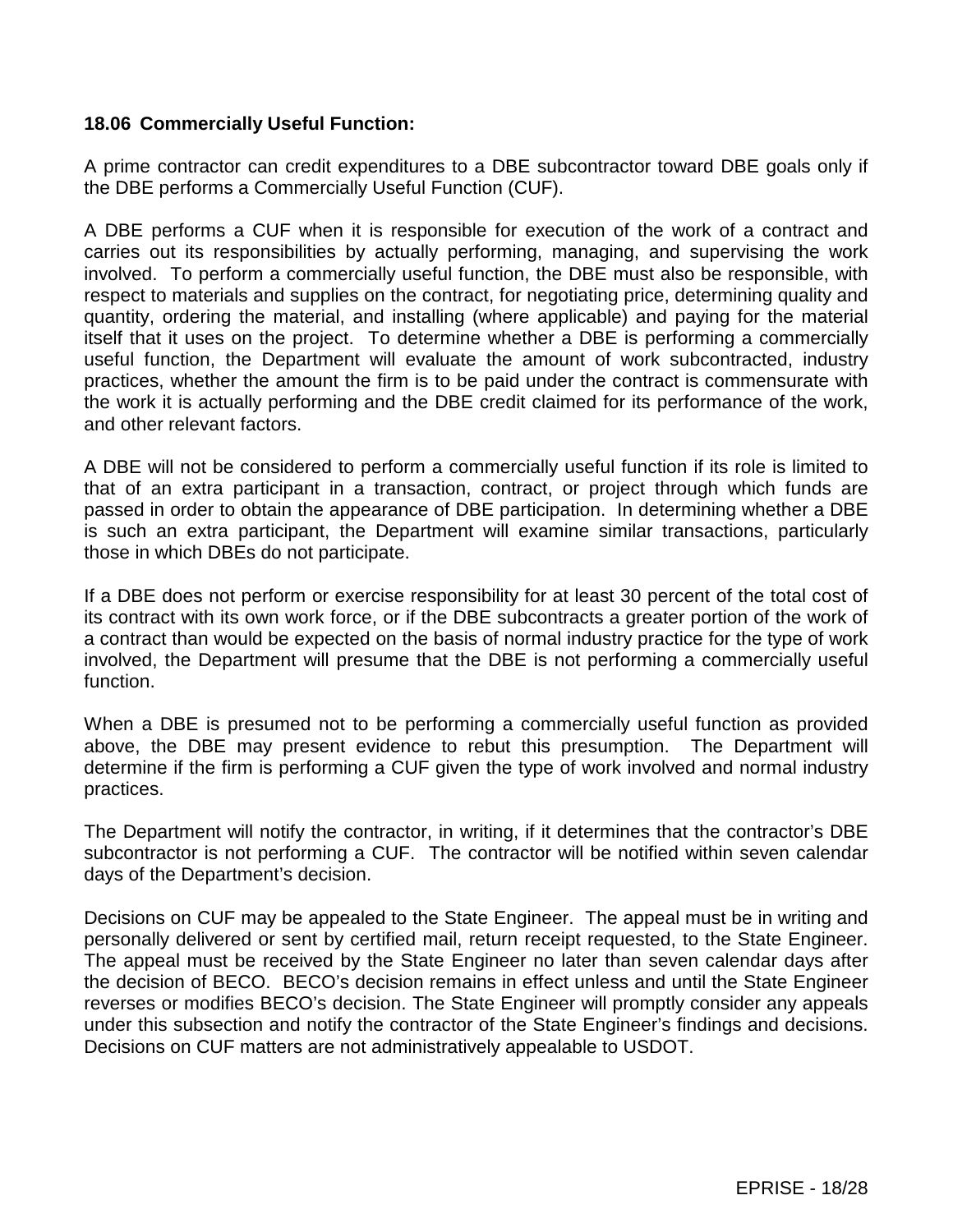### 18.06 Commercially Useful Function:

A prime contractor can credit expenditures to a DBE subcontractor toward DBE goals only if the DBE performs a Commercially Useful Function (CUF).

A DBE performs a CUF when it is responsible for execution of the work of a contract and carries out its responsibilities by actually performing, managing, and supervising the work involved. To perform a commercially useful function, the DBE must also be responsible, with respect to materials and supplies on the contract, for negotiating price, determining quality and quantity, ordering the material, and installing (where applicable) and paying for the material itself that it uses on the project. To determine whether a DBE is performing a commercially useful function, the Department will evaluate the amount of work subcontracted, industry practices, whether the amount the firm is to be paid under the contract is commensurate with the work it is actually performing and the DBE credit claimed for its performance of the work, and other relevant factors.

A DBE will not be considered to perform a commercially useful function if its role is limited to that of an extra participant in a transaction, contract, or project through which funds are passed in order to obtain the appearance of DBE participation. In determining whether a DBE is such an extra participant, the Department will examine similar transactions, particularly those in which DBEs do not participate.

If a DBE does not perform or exercise responsibility for at least 30 percent of the total cost of its contract with its own work force, or if the DBE subcontracts a greater portion of the work of a contract than would be expected on the basis of normal industry practice for the type of work involved, the Department will presume that the DBE is not performing a commercially useful function.

When a DBE is presumed not to be performing a commercially useful function as provided above, the DBE may present evidence to rebut this presumption. The Department will determine if the firm is performing a CUF given the type of work involved and normal industry practices.

The Department will notify the contractor, in writing, if it determines that the contractor's DBE subcontractor is not performing a CUF. The contractor will be notified within seven calendar days of the Department's decision.

Decisions on CUF may be appealed to the State Engineer. The appeal must be in writing and personally delivered or sent by certified mail, return receipt requested, to the State Engineer. The appeal must be received by the State Engineer no later than seven calendar days after the decision of BECO. BECO's decision remains in effect unless and until the State Engineer reverses or modifies BECO's decision. The State Engineer will promptly consider any appeals under this subsection and notify the contractor of the State Engineer's findings and decisions. Decisions on CUF matters are not administratively appealable to USDOT.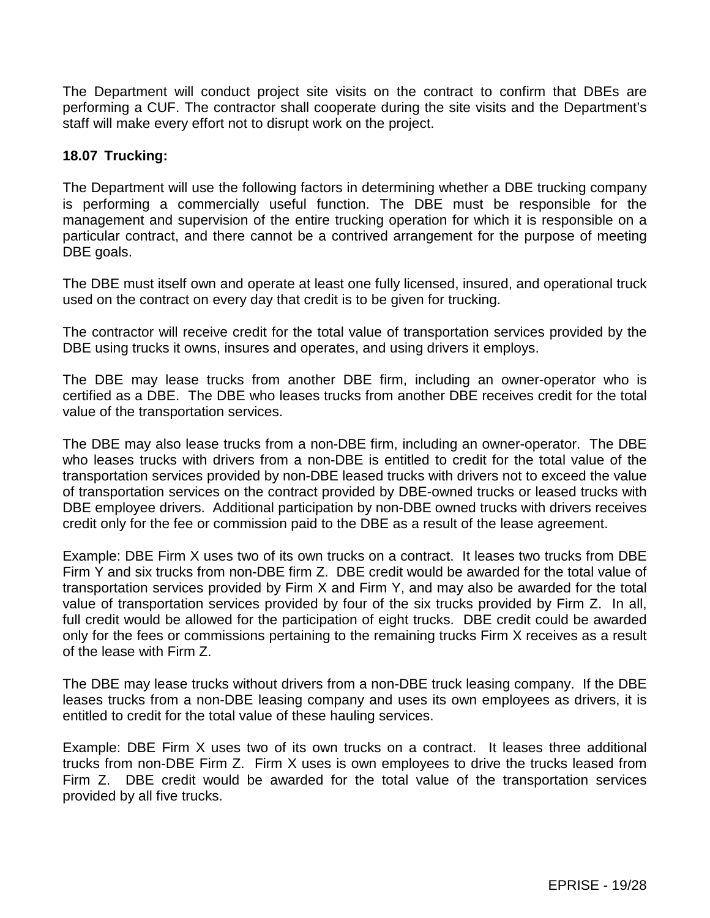The Department will conduct project site visits on the contract to confirm that DBEs are performing a CUF. The contractor shall cooperate during the site visits and the Department's staff will make every effort not to disrupt work on the project.

**18.07 Trucking:**

The Department will use the following factors in determining whether a DBE trucking company is performing a commercially useful function. The DBE must be responsible for the management and supervision of the entire trucking operation for which it is responsible on a particular contract, and there cannot be a contrived arrangement for the purpose of meeting DBE goals.

The DBE must itself own and operate at least one fully licensed, insured, and operational truck used on the contract on every day that credit is to be given for trucking.

The contractor will receive credit for the total value of transportation services provided by the DBE using trucks it owns, insures and operates, and using drivers it employs.

The DBE may lease trucks from another DBE firm, including an owner-operator who is certified as a DBE. The DBE who leases trucks from another DBE receives credit for the total value of the transportation services.

The DBE may also lease trucks from a non-DBE firm, including an owner-operator. The DBE who leases trucks with drivers from a non-DBE is entitled to credit for the total value of the transportation services provided by non-DBE leased trucks with drivers not to exceed the value of transportation services on the contract provided by DBE-owned trucks or leased trucks with DBE employee drivers. Additional participation by non-DBE owned trucks with drivers receives credit only for the fee or commission paid to the DBE as a result of the lease agreement.

Example: DBE Firm X uses two of its own trucks on a contract. It leases two trucks from DBE Firm Y and six trucks from non-DBE firm Z. DBE credit would be awarded for the total value of transportation services provided by Firm X and Firm Y, and may also be awarded for the total value of transportation services provided by four of the six trucks provided by Firm Z. In all, full credit would be allowed for the participation of eight trucks. DBE credit could be awarded only for the fees or commissions pertaining to the remaining trucks Firm X receives as a result of the lease with Firm Z.

The DBE may lease trucks without drivers from a non-DBE truck leasing company. If the DBE leases trucks from a non-DBE leasing company and uses its own employees as drivers, it is entitled to credit for the total value of these hauling services.

Example: DBE Firm X uses two of its own trucks on a contract. It leases three additional trucks from non-DBE Firm Z. Firm X uses is own employees to drive the trucks leased from Firm Z. DBE credit would be awarded for the total value of the transportation services provided by all five trucks.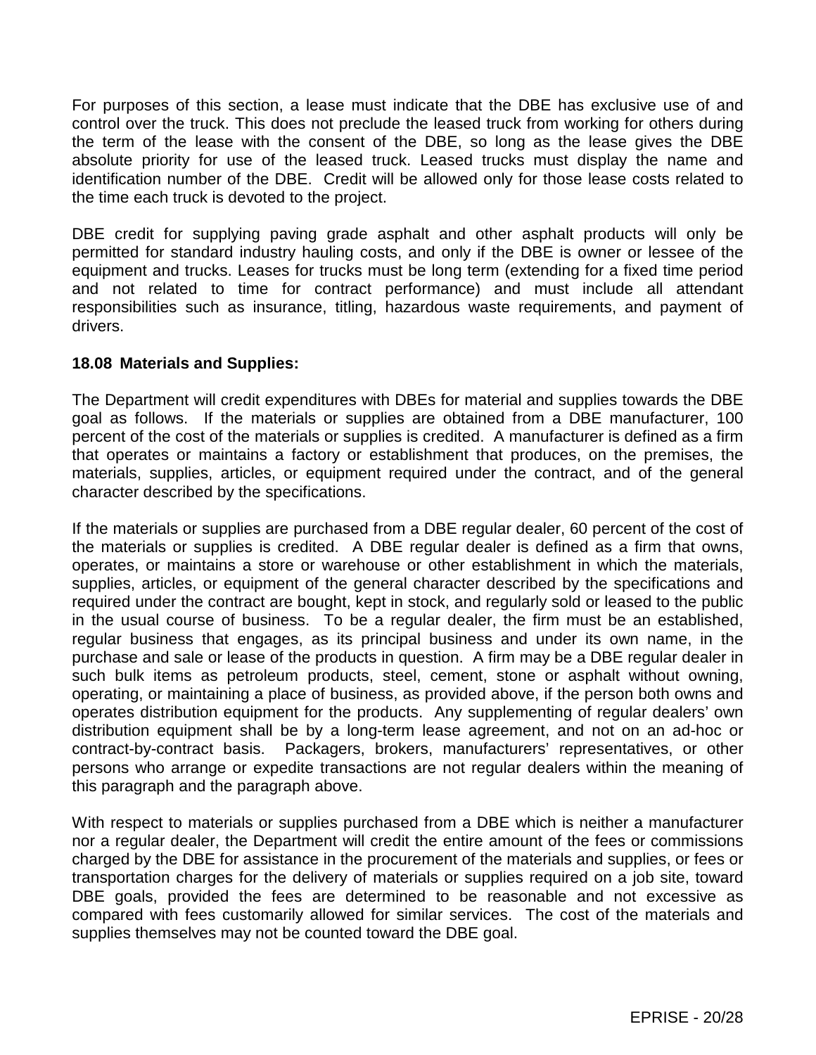For purposes of this section, a lease must indicate that the DBE has exclusive use of and control over the truck. This does not preclude the leased truck from working for others during the term of the lease with the consent of the DBE, so long as the lease gives the DBE absolute priority for use of the leased truck. Leased trucks must display the name and identification number of the DBE. Credit will be allowed only for those lease costs related to the time each truck is devoted to the project.

DBE credit for supplying paving grade asphalt and other asphalt products will only be permitted for standard industry hauling costs, and only if the DBE is owner or lessee of the equipment and trucks. Leases for trucks must be long term (extending for a fixed time period and not related to time for contract performance) and must include all attendant responsibilities such as insurance, titling, hazardous waste requirements, and payment of drivers.

**18.08 Materials and Supplies:**

The Department will credit expenditures with DBEs for material and supplies towards the DBE goal as follows. If the materials or supplies are obtained from a DBE manufacturer, 100 percent of the cost of the materials or supplies is credited. A manufacturer is defined as a firm that operates or maintains a factory or establishment that produces, on the premises, the materials, supplies, articles, or equipment required under the contract, and of the general character described by the specifications.

If the materials or supplies are purchased from a DBE regular dealer, 60 percent of the cost of the materials or supplies is credited. A DBE regular dealer is defined as a firm that owns, operates, or maintains a store or warehouse or other establishment in which the materials, supplies, articles, or equipment of the general character described by the specifications and required under the contract are bought, kept in stock, and regularly sold or leased to the public in the usual course of business. To be a regular dealer, the firm must be an established, regular business that engages, as its principal business and under its own name, in the purchase and sale or lease of the products in question. A firm may be a DBE regular dealer in such bulk items as petroleum products, steel, cement, stone or asphalt without owning, operating, or maintaining a place of business, as provided above, if the person both owns and operates distribution equipment for the products. Any supplementing of regular dealers' own distribution equipment shall be by a long-term lease agreement, and not on an ad-hoc or contract-by-contract basis. Packagers, brokers, manufacturers' representatives, or other persons who arrange or expedite transactions are not regular dealers within the meaning of this paragraph and the paragraph above.

With respect to materials or supplies purchased from a DBE which is neither a manufacturer nor a regular dealer, the Department will credit the entire amount of the fees or commissions charged by the DBE for assistance in the procurement of the materials and supplies, or fees or transportation charges for the delivery of materials or supplies required on a job site, toward DBE goals, provided the fees are determined to be reasonable and not excessive as compared with fees customarily allowed for similar services. The cost of the materials and supplies themselves may not be counted toward the DBE goal.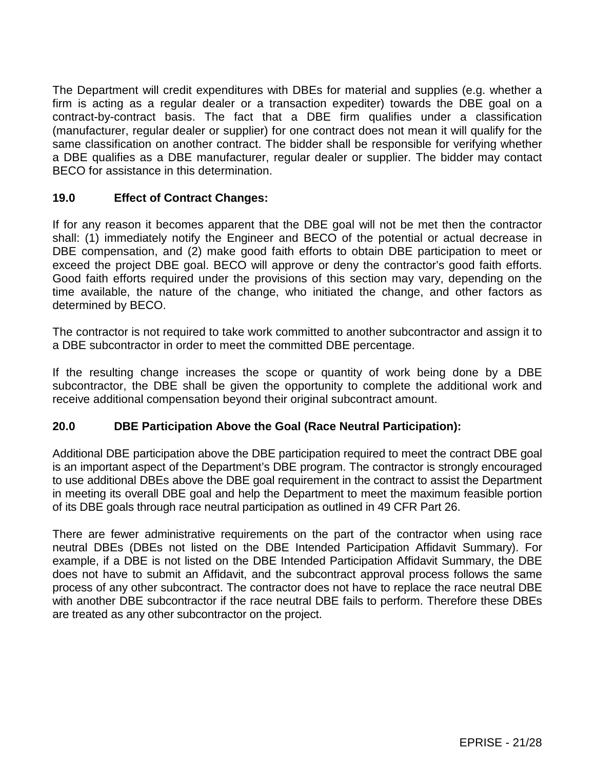The Department will credit expenditures with DBEs for material and supplies (e.g. whether a firm is acting as a regular dealer or a transaction expediter) towards the DBE goal on a contract-by-contract basis. The fact that a DBE firm qualifies under a classification (manufacturer, regular dealer or supplier) for one contract does not mean it will qualify for the same classification on another contract. The bidder shall be responsible for verifying whether a DBE qualifies as a DBE manufacturer, regular dealer or supplier. The bidder may contact BECO for assistance in this determination.

### 19.0 Effect of Contract Changes:

If for any reason it becomes apparent that the DBE goal will not be met then the contractor shall: (1) immediately notify the Engineer and BECO of the potential or actual decrease in DBE compensation, and (2) make good faith efforts to obtain DBE participation to meet or exceed the project DBE goal. BECO will approve or deny the contractor's good faith efforts. Good faith efforts required under the provisions of this section may vary, depending on the time available, the nature of the change, who initiated the change, and other factors as determined by BECO.

The contractor is not required to take work committed to another subcontractor and assign it to a DBE subcontractor in order to meet the committed DBE percentage.

If the resulting change increases the scope or quantity of work being done by a DBE subcontractor, the DBE shall be given the opportunity to complete the additional work and receive additional compensation beyond their original subcontract amount.

### 20.0 DBE Participation Above the Goal (Race Neutral Participation):

Additional DBE participation above the DBE participation required to meet the contract DBE goal is an important aspect of the Department's DBE program. The contractor is strongly encouraged to use additional DBEs above the DBE goal requirement in the contract to assist the Department in meeting its overall DBE goal and help the Department to meet the maximum feasible portion of its DBE goals through race neutral participation as outlined in 49 CFR Part 26.

There are fewer administrative requirements on the part of the contractor when using race neutral DBEs (DBEs not listed on the DBE Intended Participation Affidavit Summary). For example, if a DBE is not listed on the DBE Intended Participation Affidavit Summary, the DBE does not have to submit an Affidavit, and the subcontract approval process follows the same process of any other subcontract. The contractor does not have to replace the race neutral DBE with another DBE subcontractor if the race neutral DBE fails to perform. Therefore these DBEs are treated as any other subcontractor on the project.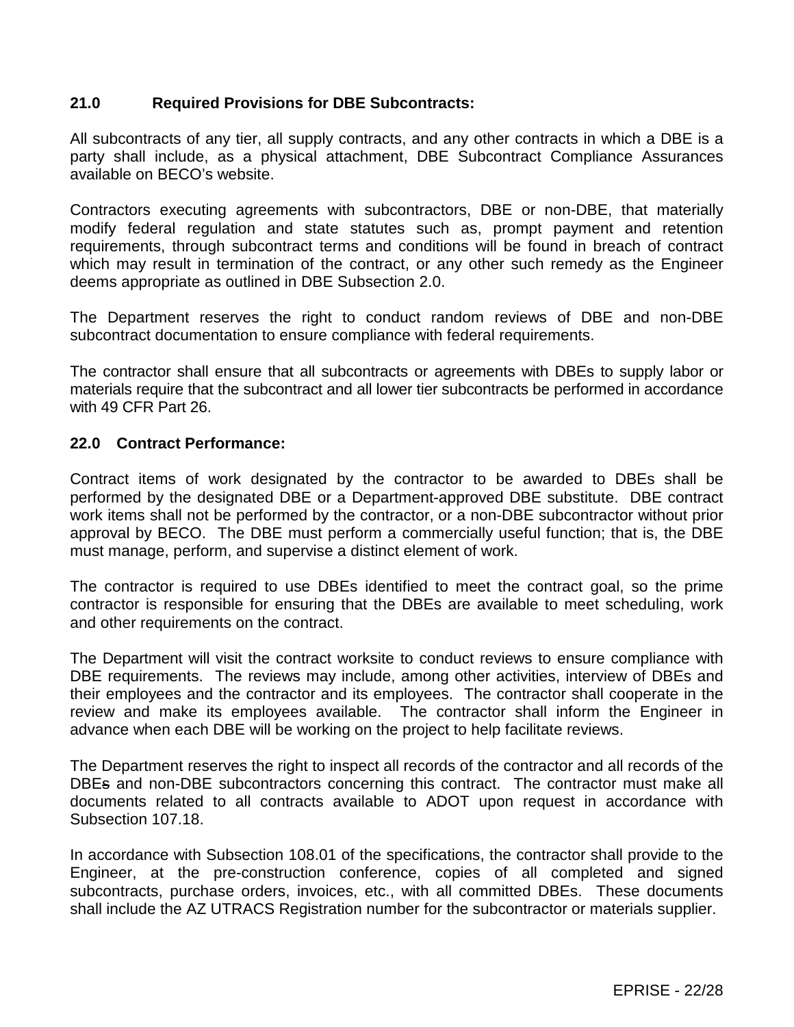## 21.0 Required Provisions for DBE Subcontracts:

All subcontracts of any tier, all supply contracts, and any other contracts in which a DBE is a party shall include, as a physical attachment, DBE Subcontract Compliance Assurances available on BECO's website.

Contractors executing agreements with subcontractors, DBE or non-DBE, that materially modify federal regulation and state statutes such as, prompt payment and retention requirements, through subcontract terms and conditions will be found in breach of contract which may result in termination of the contract, or any other such remedy as the Engineer deems appropriate as outlined in DBE Subsection 2.0.

The Department reserves the right to conduct random reviews of DBE and non-DBE subcontract documentation to ensure compliance with federal requirements.

The contractor shall ensure that all subcontracts or agreements with DBEs to supply labor or materials require that the subcontract and all lower tier subcontracts be performed in accordance with 49 CFR Part 26.

## 22.0 Contract Performance:

Contract items of work designated by the contractor to be awarded to DBEs shall be performed by the designated DBE or a Department-approved DBE substitute. DBE contract work items shall not be performed by the contractor, or a non-DBE subcontractor without prior approval by BECO. The DBE must perform a commercially useful function; that is, the DBE must manage, perform, and supervise a distinct element of work.

The contractor is required to use DBEs identified to meet the contract goal, so the prime contractor is responsible for ensuring that the DBEs are available to meet scheduling, work and other requirements on the contract.

The Department will visit the contract worksite to conduct reviews to ensure compliance with DBE requirements. The reviews may include, among other activities, interview of DBEs and their employees and the contractor and its employees. The contractor shall cooperate in the review and make its employees available. The contractor shall inform the Engineer in advance when each DBE will be working on the project to help facilitate reviews.

The Department reserves the right to inspect all records of the contractor and all records of the DBE~~s~~ and non-DBE subcontractors concerning this contract. The contractor must make all documents related to all contracts available to ADOT upon request in accordance with Subsection 107.18.

In accordance with Subsection 108.01 of the specifications, the contractor shall provide to the Engineer, at the pre-construction conference, copies of all completed and signed subcontracts, purchase orders, invoices, etc., with all committed DBEs. These documents shall include the AZ UTRACS Registration number for the subcontractor or materials supplier.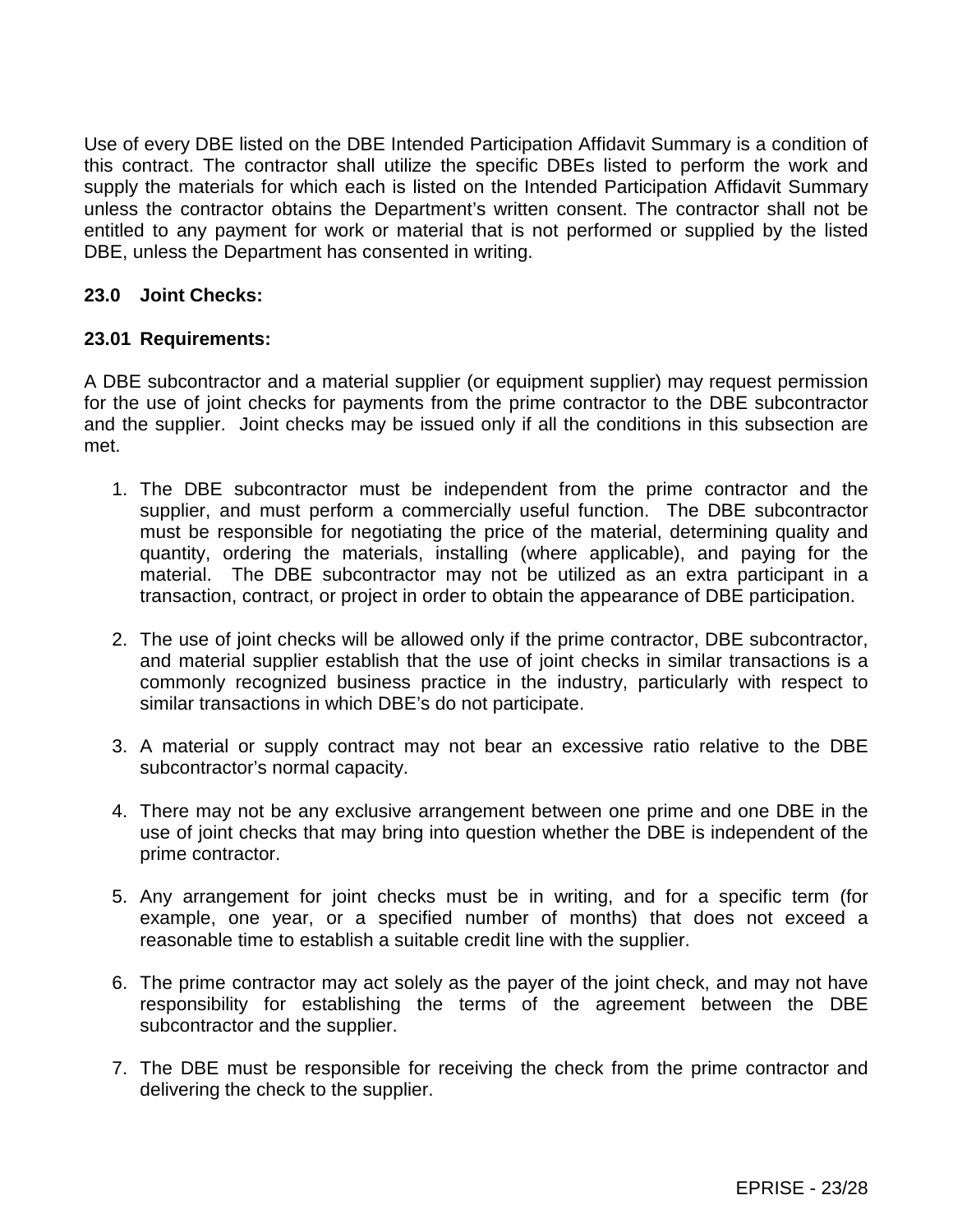Use of every DBE listed on the DBE Intended Participation Affidavit Summary is a condition of this contract. The contractor shall utilize the specific DBEs listed to perform the work and supply the materials for which each is listed on the Intended Participation Affidavit Summary unless the contractor obtains the Department's written consent. The contractor shall not be entitled to any payment for work or material that is not performed or supplied by the listed DBE, unless the Department has consented in writing.

## 23.0 Joint Checks:

### 23.01 Requirements:

A DBE subcontractor and a material supplier (or equipment supplier) may request permission for the use of joint checks for payments from the prime contractor to the DBE subcontractor and the supplier. Joint checks may be issued only if all the conditions in this subsection are met.

1. The DBE subcontractor must be independent from the prime contractor and the supplier, and must perform a commercially useful function. The DBE subcontractor must be responsible for negotiating the price of the material, determining quality and quantity, ordering the materials, installing (where applicable), and paying for the material. The DBE subcontractor may not be utilized as an extra participant in a transaction, contract, or project in order to obtain the appearance of DBE participation.

2. The use of joint checks will be allowed only if the prime contractor, DBE subcontractor, and material supplier establish that the use of joint checks in similar transactions is a commonly recognized business practice in the industry, particularly with respect to similar transactions in which DBE's do not participate.

3. A material or supply contract may not bear an excessive ratio relative to the DBE subcontractor's normal capacity.

4. There may not be any exclusive arrangement between one prime and one DBE in the use of joint checks that may bring into question whether the DBE is independent of the prime contractor.

5. Any arrangement for joint checks must be in writing, and for a specific term (for example, one year, or a specified number of months) that does not exceed a reasonable time to establish a suitable credit line with the supplier.

6. The prime contractor may act solely as the payer of the joint check, and may not have responsibility for establishing the terms of the agreement between the DBE subcontractor and the supplier.

7. The DBE must be responsible for receiving the check from the prime contractor and delivering the check to the supplier.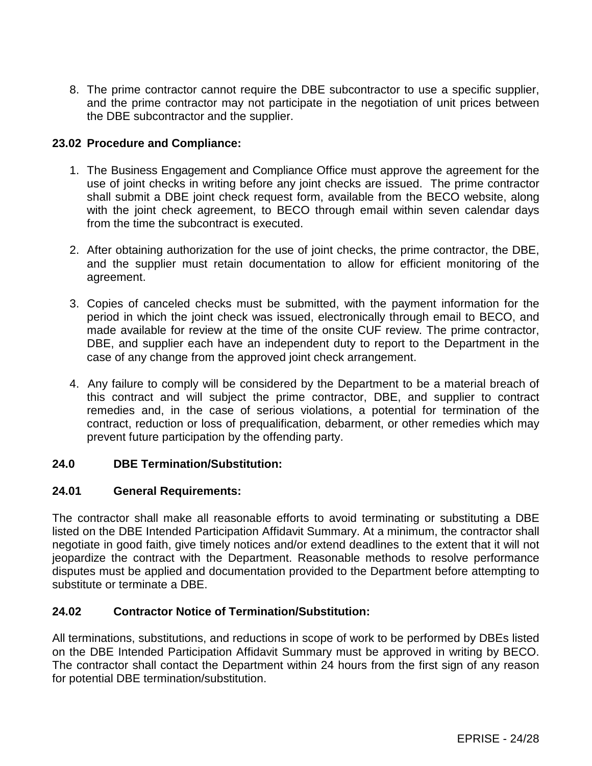8. The prime contractor cannot require the DBE subcontractor to use a specific supplier, and the prime contractor may not participate in the negotiation of unit prices between the DBE subcontractor and the supplier.

**23.02 Procedure and Compliance:**

1. The Business Engagement and Compliance Office must approve the agreement for the use of joint checks in writing before any joint checks are issued. The prime contractor shall submit a DBE joint check request form, available from the BECO website, along with the joint check agreement, to BECO through email within seven calendar days from the time the subcontract is executed.

2. After obtaining authorization for the use of joint checks, the prime contractor, the DBE, and the supplier must retain documentation to allow for efficient monitoring of the agreement.

3. Copies of canceled checks must be submitted, with the payment information for the period in which the joint check was issued, electronically through email to BECO, and made available for review at the time of the onsite CUF review. The prime contractor, DBE, and supplier each have an independent duty to report to the Department in the case of any change from the approved joint check arrangement.

4. Any failure to comply will be considered by the Department to be a material breach of this contract and will subject the prime contractor, DBE, and supplier to contract remedies and, in the case of serious violations, a potential for termination of the contract, reduction or loss of prequalification, debarment, or other remedies which may prevent future participation by the offending party.

**24.0 DBE Termination/Substitution:**

**24.01 General Requirements:**

The contractor shall make all reasonable efforts to avoid terminating or substituting a DBE listed on the DBE Intended Participation Affidavit Summary. At a minimum, the contractor shall negotiate in good faith, give timely notices and/or extend deadlines to the extent that it will not jeopardize the contract with the Department. Reasonable methods to resolve performance disputes must be applied and documentation provided to the Department before attempting to substitute or terminate a DBE.

**24.02 Contractor Notice of Termination/Substitution:**

All terminations, substitutions, and reductions in scope of work to be performed by DBEs listed on the DBE Intended Participation Affidavit Summary must be approved in writing by BECO. The contractor shall contact the Department within 24 hours from the first sign of any reason for potential DBE termination/substitution.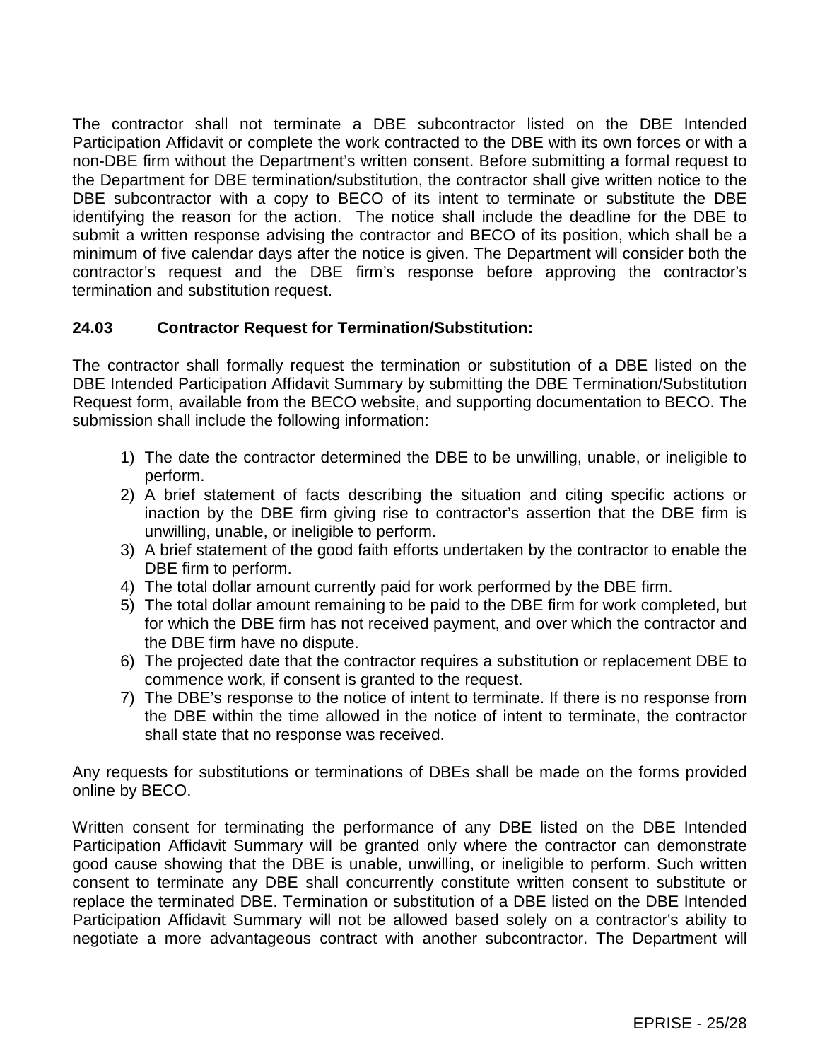The contractor shall not terminate a DBE subcontractor listed on the DBE Intended Participation Affidavit or complete the work contracted to the DBE with its own forces or with a non-DBE firm without the Department's written consent. Before submitting a formal request to the Department for DBE termination/substitution, the contractor shall give written notice to the DBE subcontractor with a copy to BECO of its intent to terminate or substitute the DBE identifying the reason for the action. The notice shall include the deadline for the DBE to submit a written response advising the contractor and BECO of its position, which shall be a minimum of five calendar days after the notice is given. The Department will consider both the contractor's request and the DBE firm's response before approving the contractor's termination and substitution request.

### 24.03 Contractor Request for Termination/Substitution:

The contractor shall formally request the termination or substitution of a DBE listed on the DBE Intended Participation Affidavit Summary by submitting the DBE Termination/Substitution Request form, available from the BECO website, and supporting documentation to BECO. The submission shall include the following information:

1) The date the contractor determined the DBE to be unwilling, unable, or ineligible to perform.
2) A brief statement of facts describing the situation and citing specific actions or inaction by the DBE firm giving rise to contractor's assertion that the DBE firm is unwilling, unable, or ineligible to perform.
3) A brief statement of the good faith efforts undertaken by the contractor to enable the DBE firm to perform.
4) The total dollar amount currently paid for work performed by the DBE firm.
5) The total dollar amount remaining to be paid to the DBE firm for work completed, but for which the DBE firm has not received payment, and over which the contractor and the DBE firm have no dispute.
6) The projected date that the contractor requires a substitution or replacement DBE to commence work, if consent is granted to the request.
7) The DBE's response to the notice of intent to terminate. If there is no response from the DBE within the time allowed in the notice of intent to terminate, the contractor shall state that no response was received.

Any requests for substitutions or terminations of DBEs shall be made on the forms provided online by BECO.

Written consent for terminating the performance of any DBE listed on the DBE Intended Participation Affidavit Summary will be granted only where the contractor can demonstrate good cause showing that the DBE is unable, unwilling, or ineligible to perform. Such written consent to terminate any DBE shall concurrently constitute written consent to substitute or replace the terminated DBE. Termination or substitution of a DBE listed on the DBE Intended Participation Affidavit Summary will not be allowed based solely on a contractor's ability to negotiate a more advantageous contract with another subcontractor. The Department will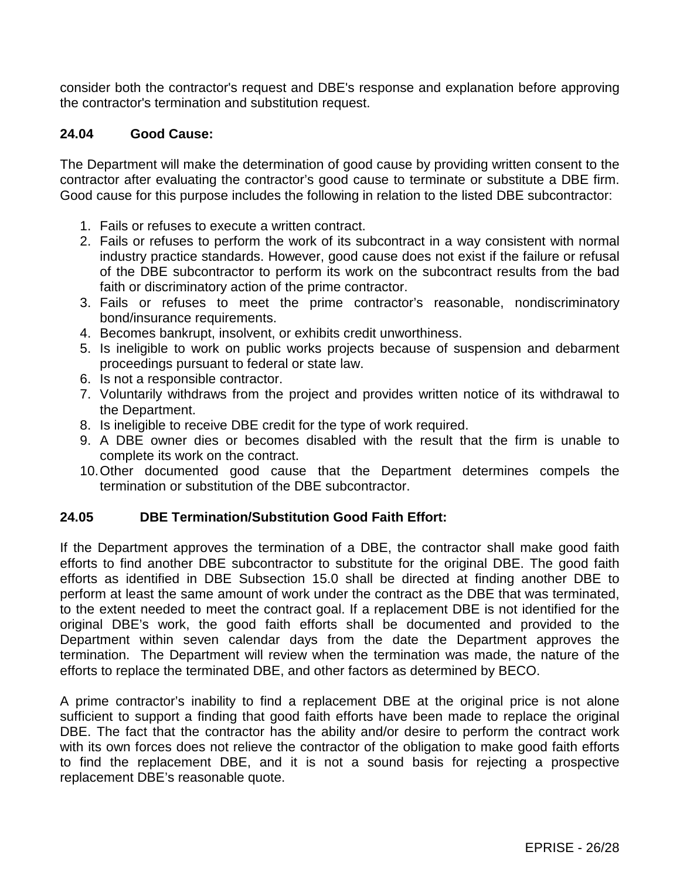consider both the contractor's request and DBE's response and explanation before approving the contractor's termination and substitution request.

### 24.04 Good Cause:

The Department will make the determination of good cause by providing written consent to the contractor after evaluating the contractor's good cause to terminate or substitute a DBE firm. Good cause for this purpose includes the following in relation to the listed DBE subcontractor:

1. Fails or refuses to execute a written contract.
2. Fails or refuses to perform the work of its subcontract in a way consistent with normal industry practice standards. However, good cause does not exist if the failure or refusal of the DBE subcontractor to perform its work on the subcontract results from the bad faith or discriminatory action of the prime contractor.
3. Fails or refuses to meet the prime contractor's reasonable, nondiscriminatory bond/insurance requirements.
4. Becomes bankrupt, insolvent, or exhibits credit unworthiness.
5. Is ineligible to work on public works projects because of suspension and debarment proceedings pursuant to federal or state law.
6. Is not a responsible contractor.
7. Voluntarily withdraws from the project and provides written notice of its withdrawal to the Department.
8. Is ineligible to receive DBE credit for the type of work required.
9. A DBE owner dies or becomes disabled with the result that the firm is unable to complete its work on the contract.
10. Other documented good cause that the Department determines compels the termination or substitution of the DBE subcontractor.

### 24.05 DBE Termination/Substitution Good Faith Effort:

If the Department approves the termination of a DBE, the contractor shall make good faith efforts to find another DBE subcontractor to substitute for the original DBE. The good faith efforts as identified in DBE Subsection 15.0 shall be directed at finding another DBE to perform at least the same amount of work under the contract as the DBE that was terminated, to the extent needed to meet the contract goal. If a replacement DBE is not identified for the original DBE's work, the good faith efforts shall be documented and provided to the Department within seven calendar days from the date the Department approves the termination. The Department will review when the termination was made, the nature of the efforts to replace the terminated DBE, and other factors as determined by BECO.

A prime contractor's inability to find a replacement DBE at the original price is not alone sufficient to support a finding that good faith efforts have been made to replace the original DBE. The fact that the contractor has the ability and/or desire to perform the contract work with its own forces does not relieve the contractor of the obligation to make good faith efforts to find the replacement DBE, and it is not a sound basis for rejecting a prospective replacement DBE's reasonable quote.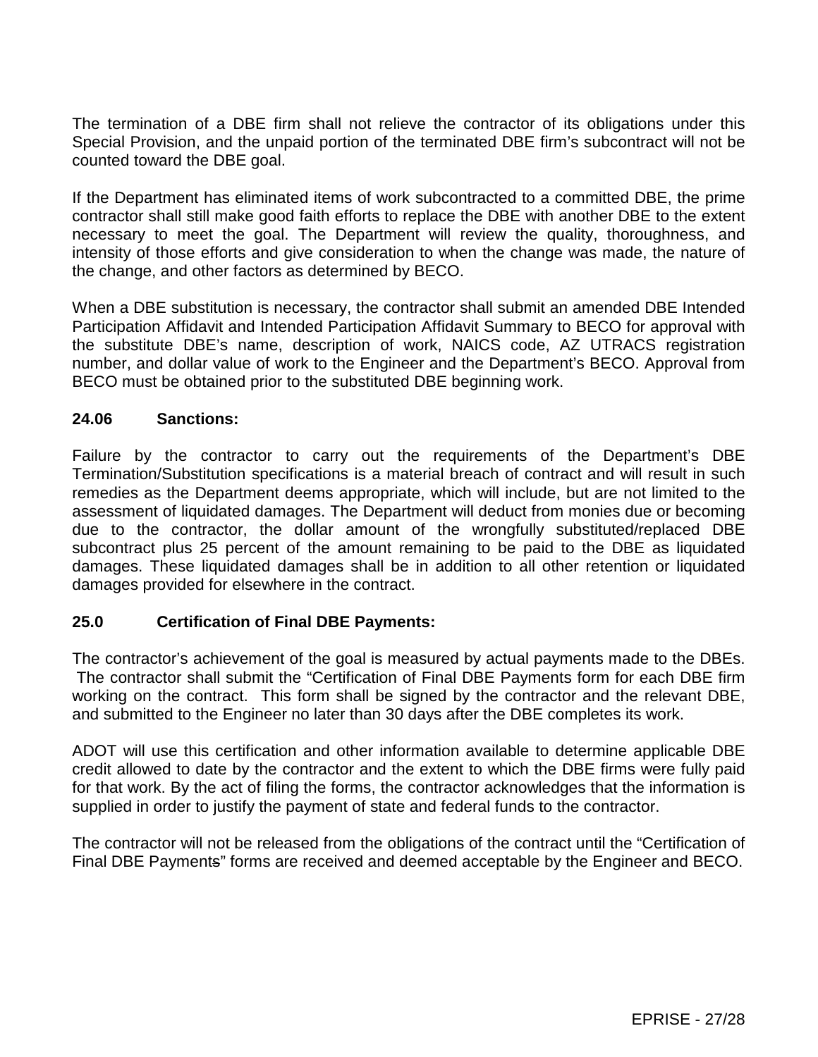The termination of a DBE firm shall not relieve the contractor of its obligations under this Special Provision, and the unpaid portion of the terminated DBE firm's subcontract will not be counted toward the DBE goal.

If the Department has eliminated items of work subcontracted to a committed DBE, the prime contractor shall still make good faith efforts to replace the DBE with another DBE to the extent necessary to meet the goal. The Department will review the quality, thoroughness, and intensity of those efforts and give consideration to when the change was made, the nature of the change, and other factors as determined by BECO.

When a DBE substitution is necessary, the contractor shall submit an amended DBE Intended Participation Affidavit and Intended Participation Affidavit Summary to BECO for approval with the substitute DBE's name, description of work, NAICS code, AZ UTRACS registration number, and dollar value of work to the Engineer and the Department's BECO. Approval from BECO must be obtained prior to the substituted DBE beginning work.

### 24.06 Sanctions:

Failure by the contractor to carry out the requirements of the Department's DBE Termination/Substitution specifications is a material breach of contract and will result in such remedies as the Department deems appropriate, which will include, but are not limited to the assessment of liquidated damages. The Department will deduct from monies due or becoming due to the contractor, the dollar amount of the wrongfully substituted/replaced DBE subcontract plus 25 percent of the amount remaining to be paid to the DBE as liquidated damages. These liquidated damages shall be in addition to all other retention or liquidated damages provided for elsewhere in the contract.

### 25.0 Certification of Final DBE Payments:

The contractor's achievement of the goal is measured by actual payments made to the DBEs. The contractor shall submit the "Certification of Final DBE Payments form for each DBE firm working on the contract. This form shall be signed by the contractor and the relevant DBE, and submitted to the Engineer no later than 30 days after the DBE completes its work.

ADOT will use this certification and other information available to determine applicable DBE credit allowed to date by the contractor and the extent to which the DBE firms were fully paid for that work. By the act of filing the forms, the contractor acknowledges that the information is supplied in order to justify the payment of state and federal funds to the contractor.

The contractor will not be released from the obligations of the contract until the "Certification of Final DBE Payments" forms are received and deemed acceptable by the Engineer and BECO.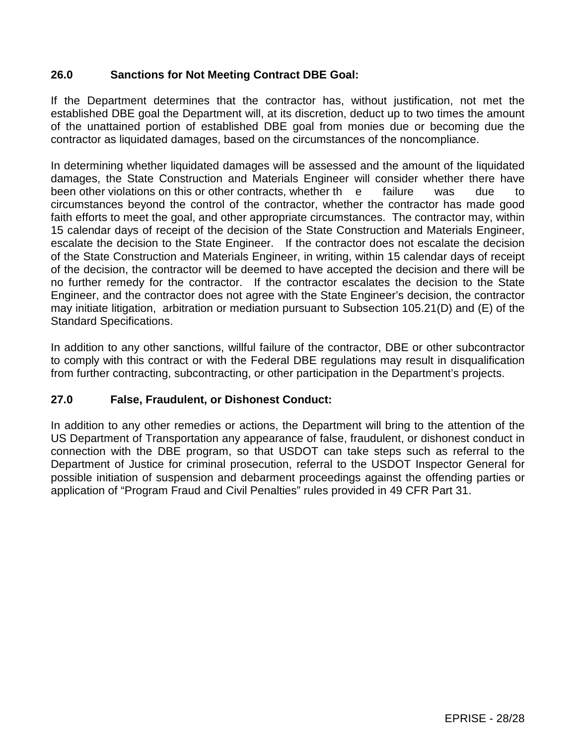## 26.0 Sanctions for Not Meeting Contract DBE Goal:

If the Department determines that the contractor has, without justification, not met the established DBE goal the Department will, at its discretion, deduct up to two times the amount of the unattained portion of established DBE goal from monies due or becoming due the contractor as liquidated damages, based on the circumstances of the noncompliance.

In determining whether liquidated damages will be assessed and the amount of the liquidated damages, the State Construction and Materials Engineer will consider whether there have been other violations on this or other contracts, whether the failure was due to circumstances beyond the control of the contractor, whether the contractor has made good faith efforts to meet the goal, and other appropriate circumstances. The contractor may, within 15 calendar days of receipt of the decision of the State Construction and Materials Engineer, escalate the decision to the State Engineer. If the contractor does not escalate the decision of the State Construction and Materials Engineer, in writing, within 15 calendar days of receipt of the decision, the contractor will be deemed to have accepted the decision and there will be no further remedy for the contractor. If the contractor escalates the decision to the State Engineer, and the contractor does not agree with the State Engineer's decision, the contractor may initiate litigation, arbitration or mediation pursuant to Subsection 105.21(D) and (E) of the Standard Specifications.

In addition to any other sanctions, willful failure of the contractor, DBE or other subcontractor to comply with this contract or with the Federal DBE regulations may result in disqualification from further contracting, subcontracting, or other participation in the Department's projects.

## 27.0 False, Fraudulent, or Dishonest Conduct:

In addition to any other remedies or actions, the Department will bring to the attention of the US Department of Transportation any appearance of false, fraudulent, or dishonest conduct in connection with the DBE program, so that USDOT can take steps such as referral to the Department of Justice for criminal prosecution, referral to the USDOT Inspector General for possible initiation of suspension and debarment proceedings against the offending parties or application of "Program Fraud and Civil Penalties" rules provided in 49 CFR Part 31.